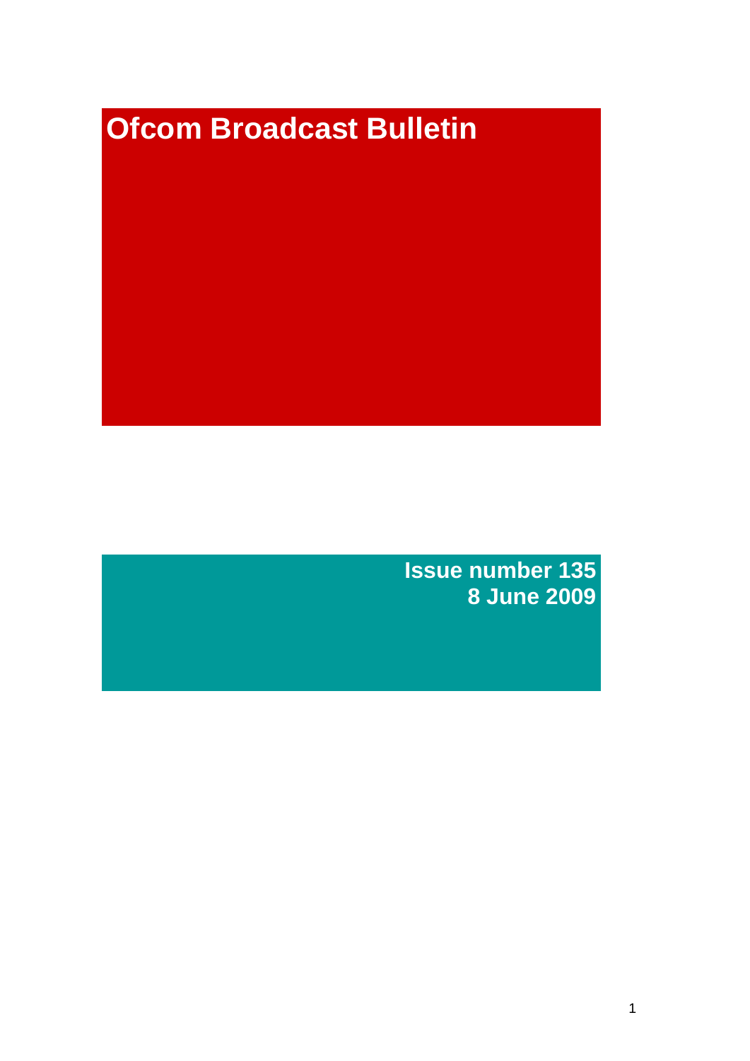# Ofcom Broadcast Bulletin

**Issue number 135**
**8 June 2009**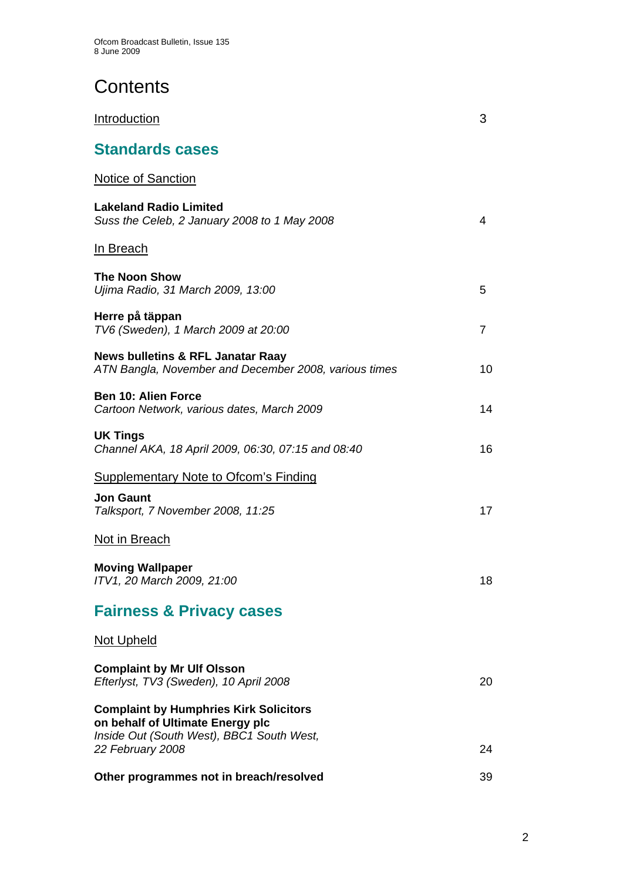# Contents

Introduction 3

## Standards cases

Notice of Sanction

**Lakeland Radio Limited**
*Suss the Celeb, 2 January 2008 to 1 May 2008* 4

In Breach

**The Noon Show**
*Ujima Radio, 31 March 2009, 13:00* 5

**Herre på täppan**
*TV6 (Sweden), 1 March 2009 at 20:00* 7

**News bulletins & RFL Janatar Raay**
*ATN Bangla, November and December 2008, various times* 10

**Ben 10: Alien Force**
*Cartoon Network, various dates, March 2009* 14

**UK Tings**
*Channel AKA, 18 April 2009, 06:30, 07:15 and 08:40* 16

Supplementary Note to Ofcom's Finding

**Jon Gaunt**
*Talksport, 7 November 2008, 11:25* 17

Not in Breach

**Moving Wallpaper**
*ITV1, 20 March 2009, 21:00* 18

## Fairness & Privacy cases

Not Upheld

**Complaint by Mr Ulf Olsson**
*Efterlyst, TV3 (Sweden), 10 April 2008* 20

**Complaint by Humphries Kirk Solicitors on behalf of Ultimate Energy plc**
*Inside Out (South West), BBC1 South West, 22 February 2008* 24

**Other programmes not in breach/resolved** 39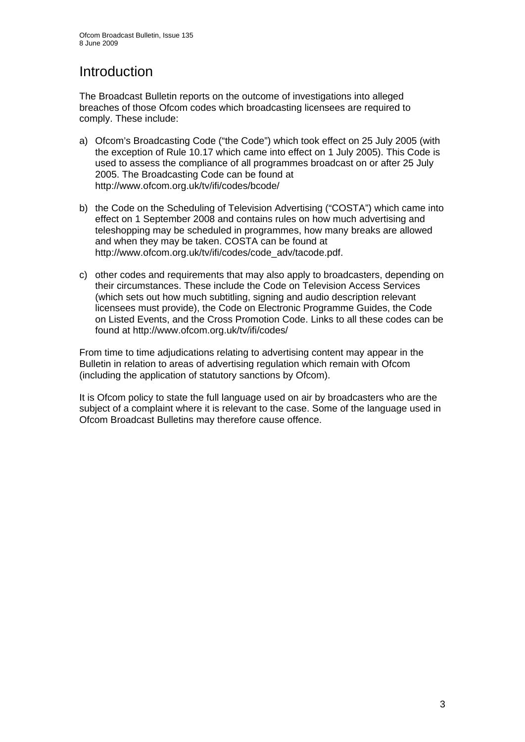# Introduction

The Broadcast Bulletin reports on the outcome of investigations into alleged breaches of those Ofcom codes which broadcasting licensees are required to comply. These include:

a) Ofcom's Broadcasting Code ("the Code") which took effect on 25 July 2005 (with the exception of Rule 10.17 which came into effect on 1 July 2005). This Code is used to assess the compliance of all programmes broadcast on or after 25 July 2005. The Broadcasting Code can be found at http://www.ofcom.org.uk/tv/ifi/codes/bcode/

b) the Code on the Scheduling of Television Advertising ("COSTA") which came into effect on 1 September 2008 and contains rules on how much advertising and teleshopping may be scheduled in programmes, how many breaks are allowed and when they may be taken. COSTA can be found at http://www.ofcom.org.uk/tv/ifi/codes/code_adv/tacode.pdf.

c) other codes and requirements that may also apply to broadcasters, depending on their circumstances. These include the Code on Television Access Services (which sets out how much subtitling, signing and audio description relevant licensees must provide), the Code on Electronic Programme Guides, the Code on Listed Events, and the Cross Promotion Code. Links to all these codes can be found at http://www.ofcom.org.uk/tv/ifi/codes/

From time to time adjudications relating to advertising content may appear in the Bulletin in relation to areas of advertising regulation which remain with Ofcom (including the application of statutory sanctions by Ofcom).

It is Ofcom policy to state the full language used on air by broadcasters who are the subject of a complaint where it is relevant to the case. Some of the language used in Ofcom Broadcast Bulletins may therefore cause offence.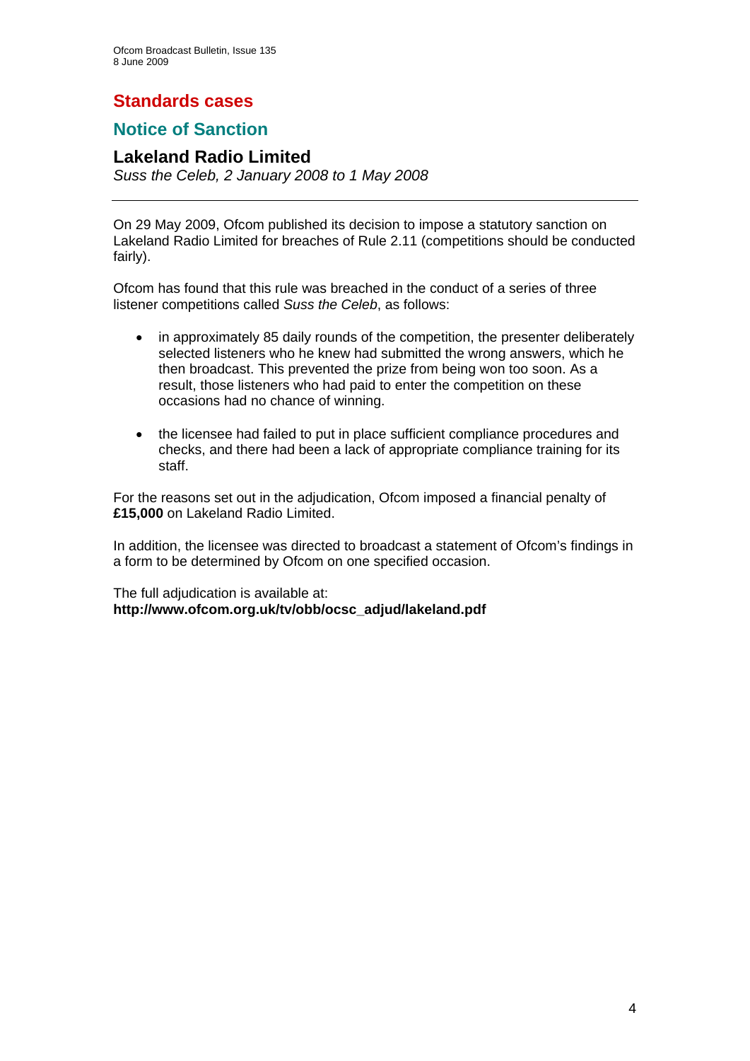## Standards cases

### Notice of Sanction

### Lakeland Radio Limited

*Suss the Celeb, 2 January 2008 to 1 May 2008*

---

On 29 May 2009, Ofcom published its decision to impose a statutory sanction on Lakeland Radio Limited for breaches of Rule 2.11 (competitions should be conducted fairly).

Ofcom has found that this rule was breached in the conduct of a series of three listener competitions called *Suss the Celeb*, as follows:

- in approximately 85 daily rounds of the competition, the presenter deliberately selected listeners who he knew had submitted the wrong answers, which he then broadcast. This prevented the prize from being won too soon. As a result, those listeners who had paid to enter the competition on these occasions had no chance of winning.

- the licensee had failed to put in place sufficient compliance procedures and checks, and there had been a lack of appropriate compliance training for its staff.

For the reasons set out in the adjudication, Ofcom imposed a financial penalty of **£15,000** on Lakeland Radio Limited.

In addition, the licensee was directed to broadcast a statement of Ofcom's findings in a form to be determined by Ofcom on one specified occasion.

The full adjudication is available at:
**http://www.ofcom.org.uk/tv/obb/ocsc_adjud/lakeland.pdf**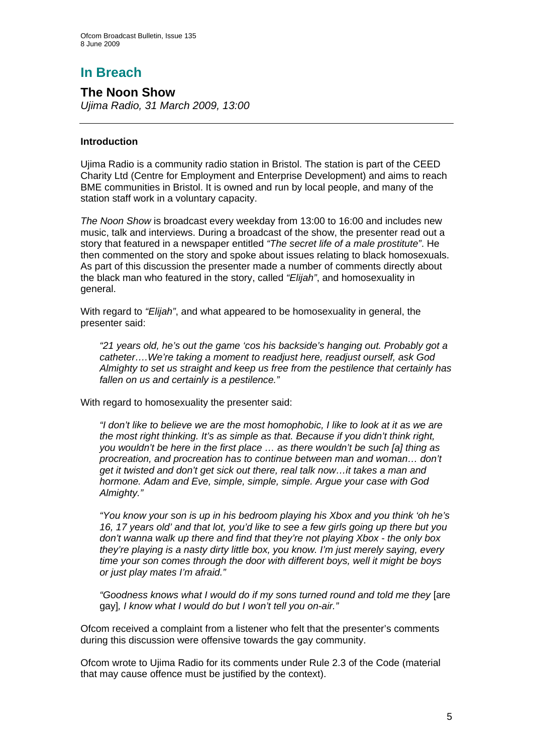# In Breach

## The Noon Show

*Ujima Radio, 31 March 2009, 13:00*

---

### Introduction

Ujima Radio is a community radio station in Bristol. The station is part of the CEED Charity Ltd (Centre for Employment and Enterprise Development) and aims to reach BME communities in Bristol. It is owned and run by local people, and many of the station staff work in a voluntary capacity.

*The Noon Show* is broadcast every weekday from 13:00 to 16:00 and includes new music, talk and interviews. During a broadcast of the show, the presenter read out a story that featured in a newspaper entitled *"The secret life of a male prostitute"*. He then commented on the story and spoke about issues relating to black homosexuals. As part of this discussion the presenter made a number of comments directly about the black man who featured in the story, called *"Elijah"*, and homosexuality in general.

With regard to *"Elijah"*, and what appeared to be homosexuality in general, the presenter said:

> *"21 years old, he's out the game 'cos his backside's hanging out. Probably got a catheter….We're taking a moment to readjust here, readjust ourself, ask God Almighty to set us straight and keep us free from the pestilence that certainly has fallen on us and certainly is a pestilence."*

With regard to homosexuality the presenter said:

> *"I don't like to believe we are the most homophobic, I like to look at it as we are the most right thinking. It's as simple as that. Because if you didn't think right, you wouldn't be here in the first place … as there wouldn't be such [a] thing as procreation, and procreation has to continue between man and woman… don't get it twisted and don't get sick out there, real talk now…it takes a man and hormone. Adam and Eve, simple, simple, simple. Argue your case with God Almighty."*
>
> *"You know your son is up in his bedroom playing his Xbox and you think 'oh he's 16, 17 years old' and that lot, you'd like to see a few girls going up there but you don't wanna walk up there and find that they're not playing Xbox - the only box they're playing is a nasty dirty little box, you know. I'm just merely saying, every time your son comes through the door with different boys, well it might be boys or just play mates I'm afraid."*
>
> *"Goodness knows what I would do if my sons turned round and told me they* [are gay]*, I know what I would do but I won't tell you on-air."*

Ofcom received a complaint from a listener who felt that the presenter's comments during this discussion were offensive towards the gay community.

Ofcom wrote to Ujima Radio for its comments under Rule 2.3 of the Code (material that may cause offence must be justified by the context).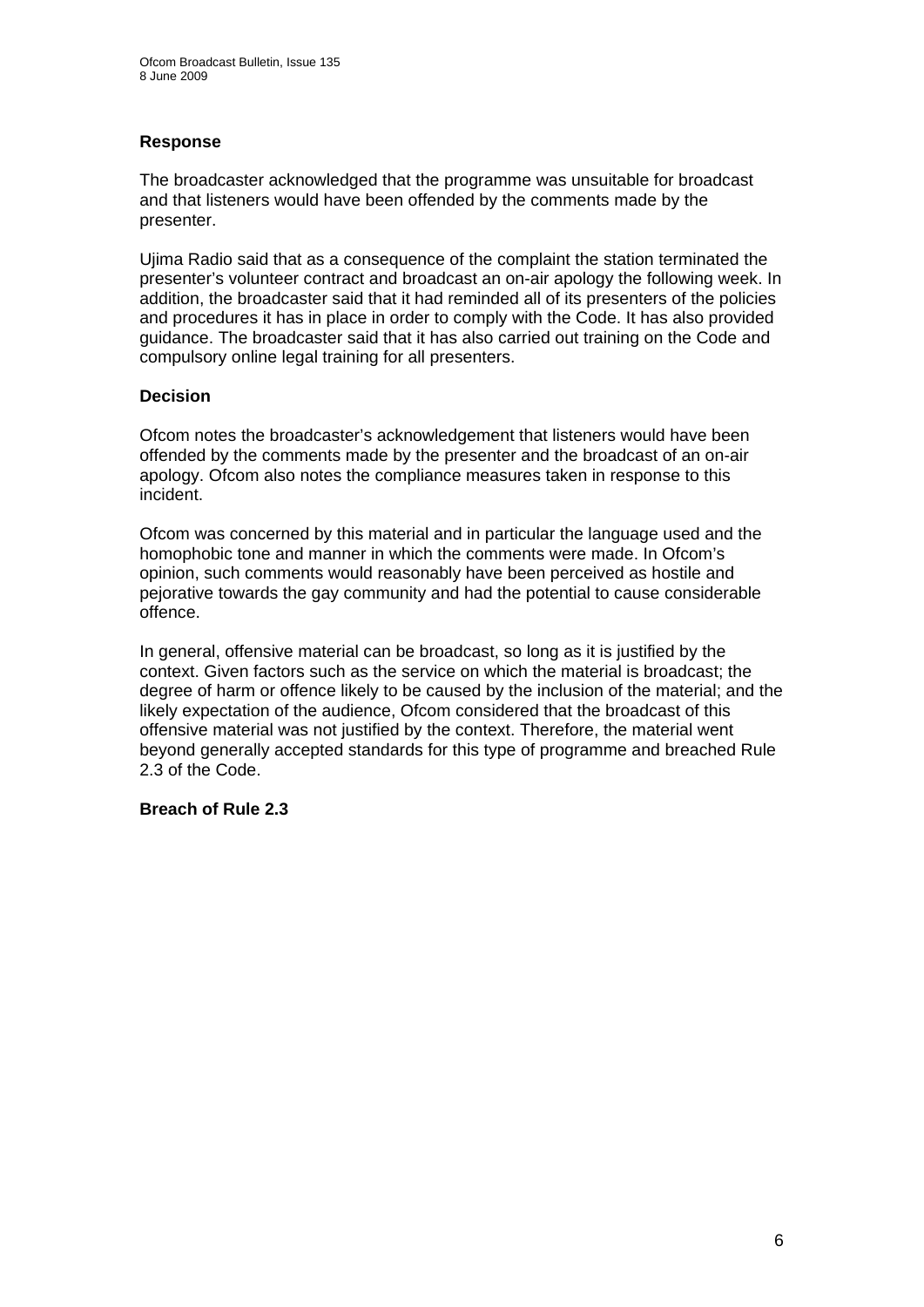### Response

The broadcaster acknowledged that the programme was unsuitable for broadcast and that listeners would have been offended by the comments made by the presenter.

Ujima Radio said that as a consequence of the complaint the station terminated the presenter's volunteer contract and broadcast an on-air apology the following week. In addition, the broadcaster said that it had reminded all of its presenters of the policies and procedures it has in place in order to comply with the Code. It has also provided guidance. The broadcaster said that it has also carried out training on the Code and compulsory online legal training for all presenters.

### Decision

Ofcom notes the broadcaster's acknowledgement that listeners would have been offended by the comments made by the presenter and the broadcast of an on-air apology. Ofcom also notes the compliance measures taken in response to this incident.

Ofcom was concerned by this material and in particular the language used and the homophobic tone and manner in which the comments were made. In Ofcom's opinion, such comments would reasonably have been perceived as hostile and pejorative towards the gay community and had the potential to cause considerable offence.

In general, offensive material can be broadcast, so long as it is justified by the context. Given factors such as the service on which the material is broadcast; the degree of harm or offence likely to be caused by the inclusion of the material; and the likely expectation of the audience, Ofcom considered that the broadcast of this offensive material was not justified by the context. Therefore, the material went beyond generally accepted standards for this type of programme and breached Rule 2.3 of the Code.

**Breach of Rule 2.3**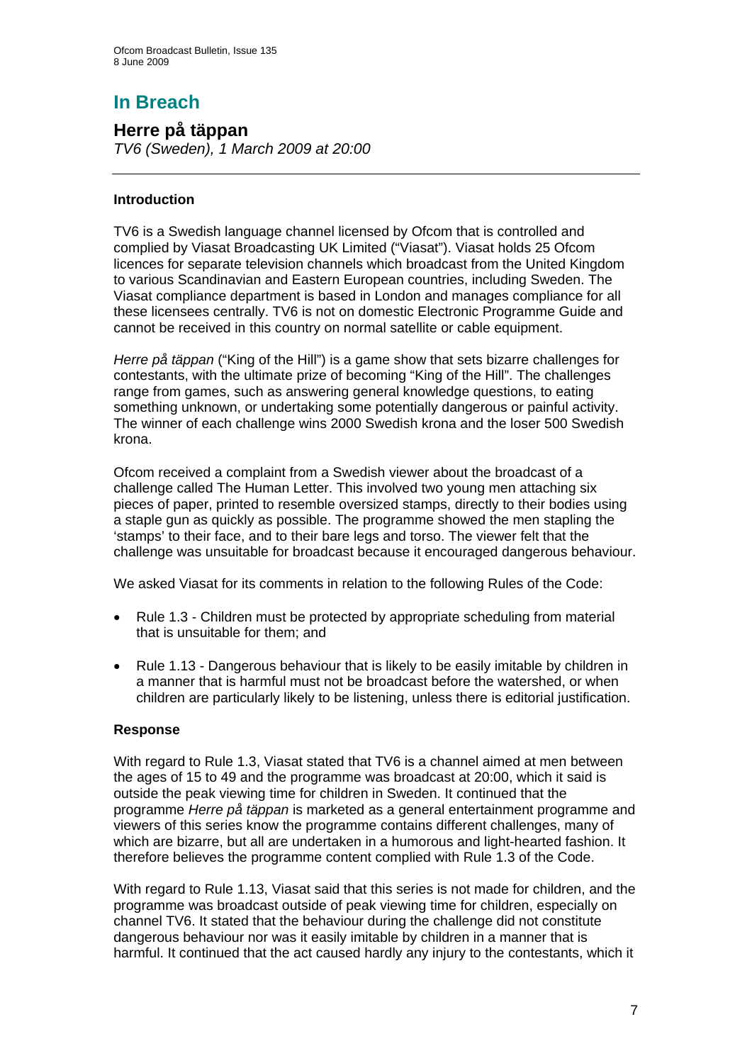# In Breach

## Herre på täppan

*TV6 (Sweden), 1 March 2009 at 20:00*

---

### Introduction

TV6 is a Swedish language channel licensed by Ofcom that is controlled and complied by Viasat Broadcasting UK Limited ("Viasat"). Viasat holds 25 Ofcom licences for separate television channels which broadcast from the United Kingdom to various Scandinavian and Eastern European countries, including Sweden. The Viasat compliance department is based in London and manages compliance for all these licensees centrally. TV6 is not on domestic Electronic Programme Guide and cannot be received in this country on normal satellite or cable equipment.

*Herre på täppan* ("King of the Hill") is a game show that sets bizarre challenges for contestants, with the ultimate prize of becoming "King of the Hill". The challenges range from games, such as answering general knowledge questions, to eating something unknown, or undertaking some potentially dangerous or painful activity. The winner of each challenge wins 2000 Swedish krona and the loser 500 Swedish krona.

Ofcom received a complaint from a Swedish viewer about the broadcast of a challenge called The Human Letter. This involved two young men attaching six pieces of paper, printed to resemble oversized stamps, directly to their bodies using a staple gun as quickly as possible. The programme showed the men stapling the 'stamps' to their face, and to their bare legs and torso. The viewer felt that the challenge was unsuitable for broadcast because it encouraged dangerous behaviour.

We asked Viasat for its comments in relation to the following Rules of the Code:

- Rule 1.3 - Children must be protected by appropriate scheduling from material that is unsuitable for them; and
- Rule 1.13 - Dangerous behaviour that is likely to be easily imitable by children in a manner that is harmful must not be broadcast before the watershed, or when children are particularly likely to be listening, unless there is editorial justification.

### Response

With regard to Rule 1.3, Viasat stated that TV6 is a channel aimed at men between the ages of 15 to 49 and the programme was broadcast at 20:00, which it said is outside the peak viewing time for children in Sweden. It continued that the programme *Herre på täppan* is marketed as a general entertainment programme and viewers of this series know the programme contains different challenges, many of which are bizarre, but all are undertaken in a humorous and light-hearted fashion. It therefore believes the programme content complied with Rule 1.3 of the Code.

With regard to Rule 1.13, Viasat said that this series is not made for children, and the programme was broadcast outside of peak viewing time for children, especially on channel TV6. It stated that the behaviour during the challenge did not constitute dangerous behaviour nor was it easily imitable by children in a manner that is harmful. It continued that the act caused hardly any injury to the contestants, which it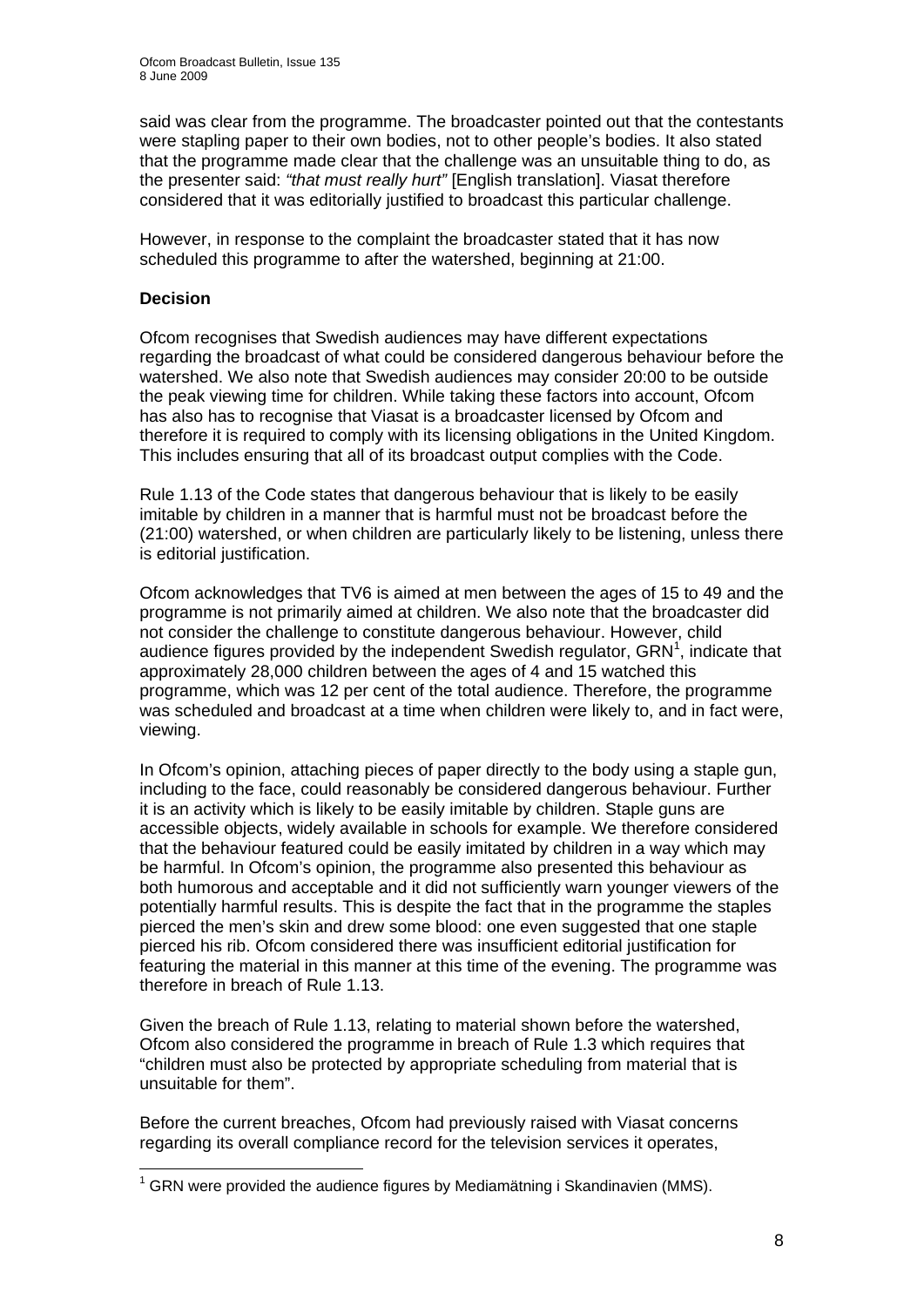said was clear from the programme. The broadcaster pointed out that the contestants were stapling paper to their own bodies, not to other people's bodies. It also stated that the programme made clear that the challenge was an unsuitable thing to do, as the presenter said: *"that must really hurt"* [English translation]. Viasat therefore considered that it was editorially justified to broadcast this particular challenge.

However, in response to the complaint the broadcaster stated that it has now scheduled this programme to after the watershed, beginning at 21:00.

**Decision**

Ofcom recognises that Swedish audiences may have different expectations regarding the broadcast of what could be considered dangerous behaviour before the watershed. We also note that Swedish audiences may consider 20:00 to be outside the peak viewing time for children. While taking these factors into account, Ofcom has also has to recognise that Viasat is a broadcaster licensed by Ofcom and therefore it is required to comply with its licensing obligations in the United Kingdom. This includes ensuring that all of its broadcast output complies with the Code.

Rule 1.13 of the Code states that dangerous behaviour that is likely to be easily imitable by children in a manner that is harmful must not be broadcast before the (21:00) watershed, or when children are particularly likely to be listening, unless there is editorial justification.

Ofcom acknowledges that TV6 is aimed at men between the ages of 15 to 49 and the programme is not primarily aimed at children. We also note that the broadcaster did not consider the challenge to constitute dangerous behaviour. However, child audience figures provided by the independent Swedish regulator, GRN[1], indicate that approximately 28,000 children between the ages of 4 and 15 watched this programme, which was 12 per cent of the total audience. Therefore, the programme was scheduled and broadcast at a time when children were likely to, and in fact were, viewing.

In Ofcom's opinion, attaching pieces of paper directly to the body using a staple gun, including to the face, could reasonably be considered dangerous behaviour. Further it is an activity which is likely to be easily imitable by children. Staple guns are accessible objects, widely available in schools for example. We therefore considered that the behaviour featured could be easily imitated by children in a way which may be harmful. In Ofcom's opinion, the programme also presented this behaviour as both humorous and acceptable and it did not sufficiently warn younger viewers of the potentially harmful results. This is despite the fact that in the programme the staples pierced the men's skin and drew some blood: one even suggested that one staple pierced his rib. Ofcom considered there was insufficient editorial justification for featuring the material in this manner at this time of the evening. The programme was therefore in breach of Rule 1.13.

Given the breach of Rule 1.13, relating to material shown before the watershed, Ofcom also considered the programme in breach of Rule 1.3 which requires that "children must also be protected by appropriate scheduling from material that is unsuitable for them".

Before the current breaches, Ofcom had previously raised with Viasat concerns regarding its overall compliance record for the television services it operates,

[1] GRN were provided the audience figures by Mediamätning i Skandinavien (MMS).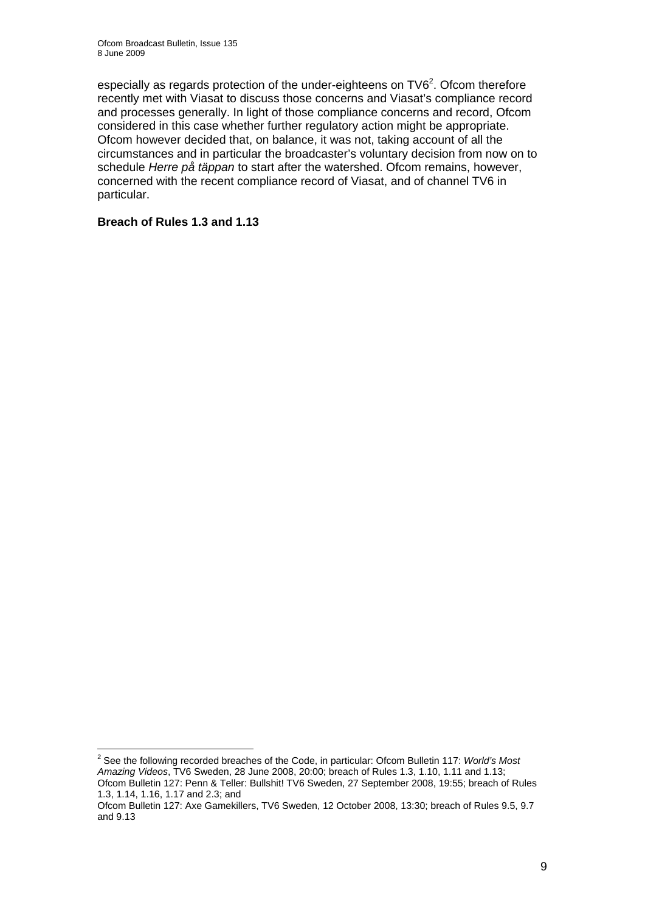especially as regards protection of the under-eighteens on TV6[2]. Ofcom therefore recently met with Viasat to discuss those concerns and Viasat's compliance record and processes generally. In light of those compliance concerns and record, Ofcom considered in this case whether further regulatory action might be appropriate. Ofcom however decided that, on balance, it was not, taking account of all the circumstances and in particular the broadcaster's voluntary decision from now on to schedule *Herre på täppan* to start after the watershed. Ofcom remains, however, concerned with the recent compliance record of Viasat, and of channel TV6 in particular.

**Breach of Rules 1.3 and 1.13**

---

[2] See the following recorded breaches of the Code, in particular: Ofcom Bulletin 117: *World's Most Amazing Videos*, TV6 Sweden, 28 June 2008, 20:00; breach of Rules 1.3, 1.10, 1.11 and 1.13; Ofcom Bulletin 127: Penn & Teller: Bullshit! TV6 Sweden, 27 September 2008, 19:55; breach of Rules 1.3, 1.14, 1.16, 1.17 and 2.3; and
Ofcom Bulletin 127: Axe Gamekillers, TV6 Sweden, 12 October 2008, 13:30; breach of Rules 9.5, 9.7 and 9.13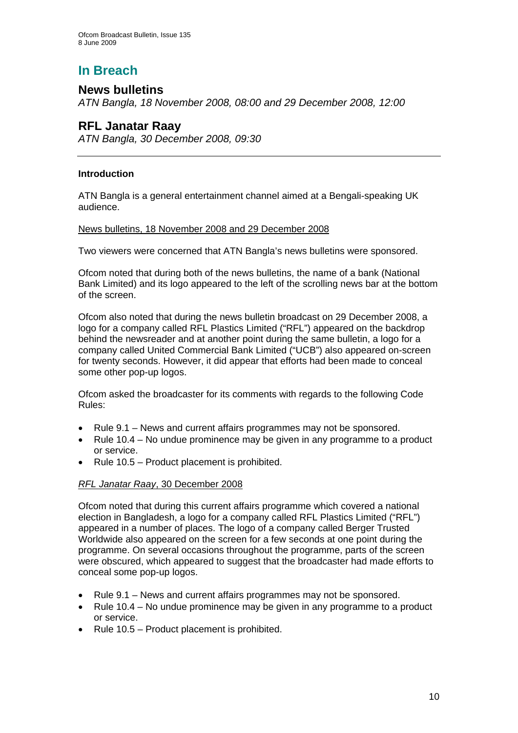# In Breach

## News bulletins

*ATN Bangla, 18 November 2008, 08:00 and 29 December 2008, 12:00*

## RFL Janatar Raay

*ATN Bangla, 30 December 2008, 09:30*

---

**Introduction**

ATN Bangla is a general entertainment channel aimed at a Bengali-speaking UK audience.

News bulletins, 18 November 2008 and 29 December 2008

Two viewers were concerned that ATN Bangla's news bulletins were sponsored.

Ofcom noted that during both of the news bulletins, the name of a bank (National Bank Limited) and its logo appeared to the left of the scrolling news bar at the bottom of the screen.

Ofcom also noted that during the news bulletin broadcast on 29 December 2008, a logo for a company called RFL Plastics Limited ("RFL") appeared on the backdrop behind the newsreader and at another point during the same bulletin, a logo for a company called United Commercial Bank Limited ("UCB") also appeared on-screen for twenty seconds. However, it did appear that efforts had been made to conceal some other pop-up logos.

Ofcom asked the broadcaster for its comments with regards to the following Code Rules:

- Rule 9.1 – News and current affairs programmes may not be sponsored.
- Rule 10.4 – No undue prominence may be given in any programme to a product or service.
- Rule 10.5 – Product placement is prohibited.

*RFL Janatar Raay*, 30 December 2008

Ofcom noted that during this current affairs programme which covered a national election in Bangladesh, a logo for a company called RFL Plastics Limited ("RFL") appeared in a number of places. The logo of a company called Berger Trusted Worldwide also appeared on the screen for a few seconds at one point during the programme. On several occasions throughout the programme, parts of the screen were obscured, which appeared to suggest that the broadcaster had made efforts to conceal some pop-up logos.

- Rule 9.1 – News and current affairs programmes may not be sponsored.
- Rule 10.4 – No undue prominence may be given in any programme to a product or service.
- Rule 10.5 – Product placement is prohibited.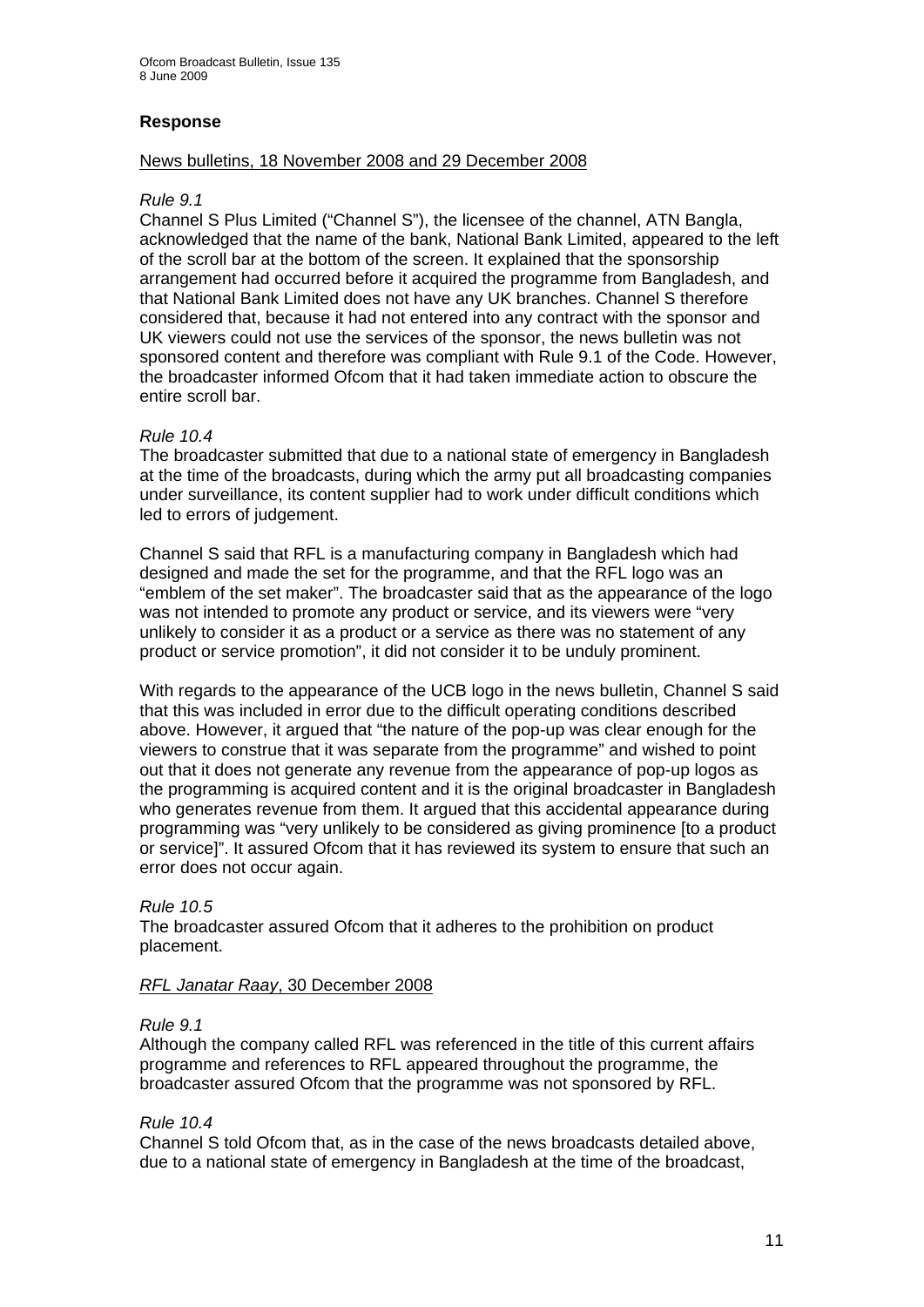## Response

News bulletins, 18 November 2008 and 29 December 2008

*Rule 9.1*

Channel S Plus Limited ("Channel S"), the licensee of the channel, ATN Bangla, acknowledged that the name of the bank, National Bank Limited, appeared to the left of the scroll bar at the bottom of the screen. It explained that the sponsorship arrangement had occurred before it acquired the programme from Bangladesh, and that National Bank Limited does not have any UK branches. Channel S therefore considered that, because it had not entered into any contract with the sponsor and UK viewers could not use the services of the sponsor, the news bulletin was not sponsored content and therefore was compliant with Rule 9.1 of the Code. However, the broadcaster informed Ofcom that it had taken immediate action to obscure the entire scroll bar.

*Rule 10.4*

The broadcaster submitted that due to a national state of emergency in Bangladesh at the time of the broadcasts, during which the army put all broadcasting companies under surveillance, its content supplier had to work under difficult conditions which led to errors of judgement.

Channel S said that RFL is a manufacturing company in Bangladesh which had designed and made the set for the programme, and that the RFL logo was an "emblem of the set maker". The broadcaster said that as the appearance of the logo was not intended to promote any product or service, and its viewers were "very unlikely to consider it as a product or a service as there was no statement of any product or service promotion", it did not consider it to be unduly prominent.

With regards to the appearance of the UCB logo in the news bulletin, Channel S said that this was included in error due to the difficult operating conditions described above. However, it argued that "the nature of the pop-up was clear enough for the viewers to construe that it was separate from the programme" and wished to point out that it does not generate any revenue from the appearance of pop-up logos as the programming is acquired content and it is the original broadcaster in Bangladesh who generates revenue from them. It argued that this accidental appearance during programming was "very unlikely to be considered as giving prominence [to a product or service]". It assured Ofcom that it has reviewed its system to ensure that such an error does not occur again.

*Rule 10.5*

The broadcaster assured Ofcom that it adheres to the prohibition on product placement.

*RFL Janatar Raay*, 30 December 2008

*Rule 9.1*

Although the company called RFL was referenced in the title of this current affairs programme and references to RFL appeared throughout the programme, the broadcaster assured Ofcom that the programme was not sponsored by RFL.

*Rule 10.4*

Channel S told Ofcom that, as in the case of the news broadcasts detailed above, due to a national state of emergency in Bangladesh at the time of the broadcast,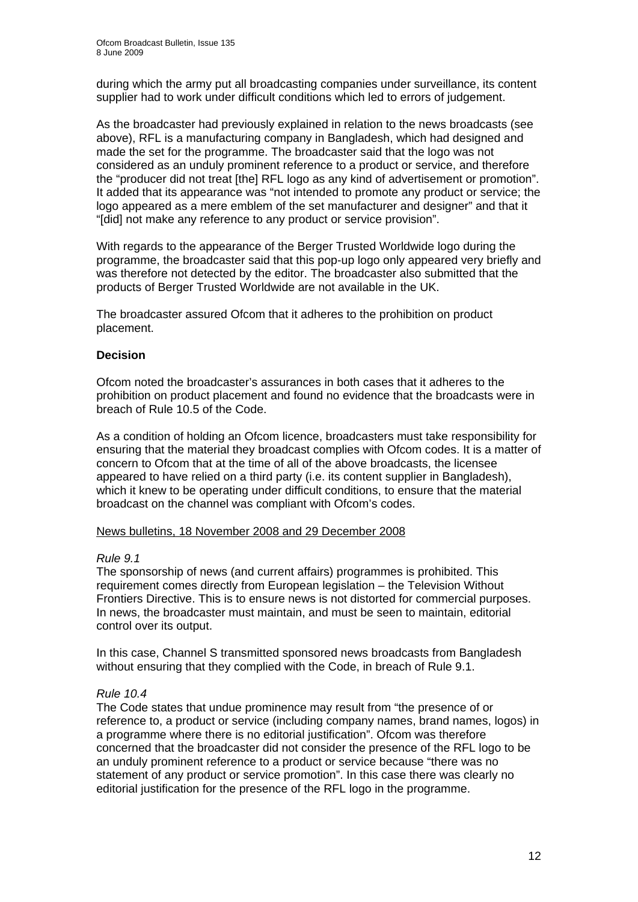during which the army put all broadcasting companies under surveillance, its content supplier had to work under difficult conditions which led to errors of judgement.

As the broadcaster had previously explained in relation to the news broadcasts (see above), RFL is a manufacturing company in Bangladesh, which had designed and made the set for the programme. The broadcaster said that the logo was not considered as an unduly prominent reference to a product or service, and therefore the "producer did not treat [the] RFL logo as any kind of advertisement or promotion". It added that its appearance was "not intended to promote any product or service; the logo appeared as a mere emblem of the set manufacturer and designer" and that it "[did] not make any reference to any product or service provision".

With regards to the appearance of the Berger Trusted Worldwide logo during the programme, the broadcaster said that this pop-up logo only appeared very briefly and was therefore not detected by the editor. The broadcaster also submitted that the products of Berger Trusted Worldwide are not available in the UK.

The broadcaster assured Ofcom that it adheres to the prohibition on product placement.

**Decision**

Ofcom noted the broadcaster's assurances in both cases that it adheres to the prohibition on product placement and found no evidence that the broadcasts were in breach of Rule 10.5 of the Code.

As a condition of holding an Ofcom licence, broadcasters must take responsibility for ensuring that the material they broadcast complies with Ofcom codes. It is a matter of concern to Ofcom that at the time of all of the above broadcasts, the licensee appeared to have relied on a third party (i.e. its content supplier in Bangladesh), which it knew to be operating under difficult conditions, to ensure that the material broadcast on the channel was compliant with Ofcom's codes.

News bulletins, 18 November 2008 and 29 December 2008

*Rule 9.1*

The sponsorship of news (and current affairs) programmes is prohibited. This requirement comes directly from European legislation – the Television Without Frontiers Directive. This is to ensure news is not distorted for commercial purposes. In news, the broadcaster must maintain, and must be seen to maintain, editorial control over its output.

In this case, Channel S transmitted sponsored news broadcasts from Bangladesh without ensuring that they complied with the Code, in breach of Rule 9.1.

*Rule 10.4*

The Code states that undue prominence may result from "the presence of or reference to, a product or service (including company names, brand names, logos) in a programme where there is no editorial justification". Ofcom was therefore concerned that the broadcaster did not consider the presence of the RFL logo to be an unduly prominent reference to a product or service because "there was no statement of any product or service promotion". In this case there was clearly no editorial justification for the presence of the RFL logo in the programme.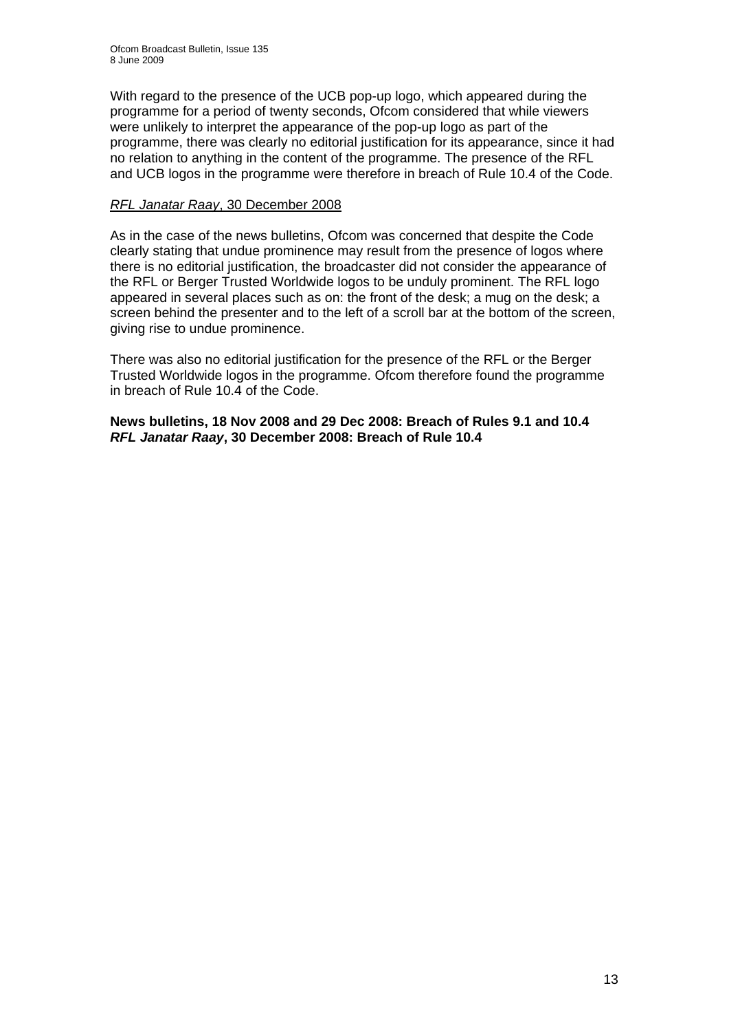With regard to the presence of the UCB pop-up logo, which appeared during the programme for a period of twenty seconds, Ofcom considered that while viewers were unlikely to interpret the appearance of the pop-up logo as part of the programme, there was clearly no editorial justification for its appearance, since it had no relation to anything in the content of the programme. The presence of the RFL and UCB logos in the programme were therefore in breach of Rule 10.4 of the Code.

*RFL Janatar Raay*, 30 December 2008

As in the case of the news bulletins, Ofcom was concerned that despite the Code clearly stating that undue prominence may result from the presence of logos where there is no editorial justification, the broadcaster did not consider the appearance of the RFL or Berger Trusted Worldwide logos to be unduly prominent. The RFL logo appeared in several places such as on: the front of the desk; a mug on the desk; a screen behind the presenter and to the left of a scroll bar at the bottom of the screen, giving rise to undue prominence.

There was also no editorial justification for the presence of the RFL or the Berger Trusted Worldwide logos in the programme. Ofcom therefore found the programme in breach of Rule 10.4 of the Code.

**News bulletins, 18 Nov 2008 and 29 Dec 2008: Breach of Rules 9.1 and 10.4**
***RFL Janatar Raay*, 30 December 2008: Breach of Rule 10.4**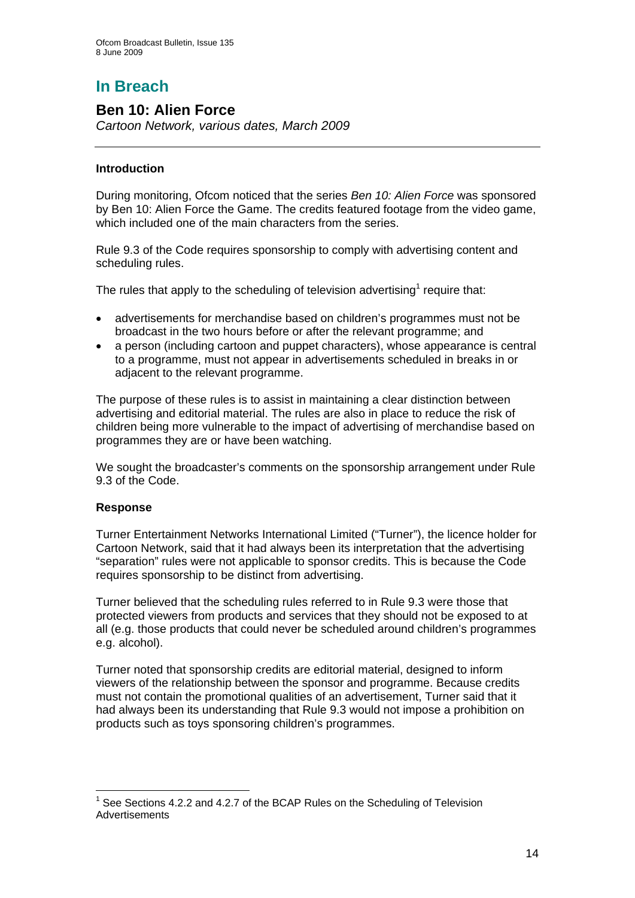# In Breach

## Ben 10: Alien Force

*Cartoon Network, various dates, March 2009*

---

### Introduction

During monitoring, Ofcom noticed that the series *Ben 10: Alien Force* was sponsored by Ben 10: Alien Force the Game. The credits featured footage from the video game, which included one of the main characters from the series.

Rule 9.3 of the Code requires sponsorship to comply with advertising content and scheduling rules.

The rules that apply to the scheduling of television advertising[1] require that:

- advertisements for merchandise based on children's programmes must not be broadcast in the two hours before or after the relevant programme; and
- a person (including cartoon and puppet characters), whose appearance is central to a programme, must not appear in advertisements scheduled in breaks in or adjacent to the relevant programme.

The purpose of these rules is to assist in maintaining a clear distinction between advertising and editorial material. The rules are also in place to reduce the risk of children being more vulnerable to the impact of advertising of merchandise based on programmes they are or have been watching.

We sought the broadcaster's comments on the sponsorship arrangement under Rule 9.3 of the Code.

### Response

Turner Entertainment Networks International Limited ("Turner"), the licence holder for Cartoon Network, said that it had always been its interpretation that the advertising "separation" rules were not applicable to sponsor credits. This is because the Code requires sponsorship to be distinct from advertising.

Turner believed that the scheduling rules referred to in Rule 9.3 were those that protected viewers from products and services that they should not be exposed to at all (e.g. those products that could never be scheduled around children's programmes e.g. alcohol).

Turner noted that sponsorship credits are editorial material, designed to inform viewers of the relationship between the sponsor and programme. Because credits must not contain the promotional qualities of an advertisement, Turner said that it had always been its understanding that Rule 9.3 would not impose a prohibition on products such as toys sponsoring children's programmes.

---

[1] See Sections 4.2.2 and 4.2.7 of the BCAP Rules on the Scheduling of Television Advertisements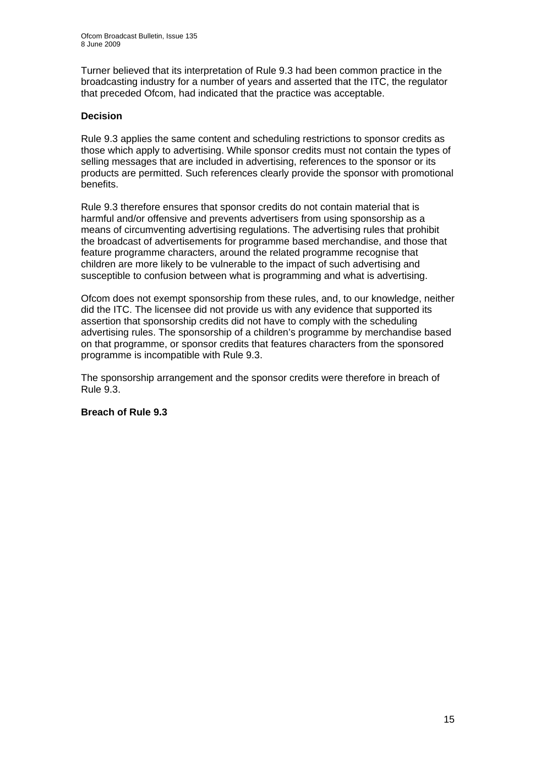Turner believed that its interpretation of Rule 9.3 had been common practice in the broadcasting industry for a number of years and asserted that the ITC, the regulator that preceded Ofcom, had indicated that the practice was acceptable.

**Decision**

Rule 9.3 applies the same content and scheduling restrictions to sponsor credits as those which apply to advertising. While sponsor credits must not contain the types of selling messages that are included in advertising, references to the sponsor or its products are permitted. Such references clearly provide the sponsor with promotional benefits.

Rule 9.3 therefore ensures that sponsor credits do not contain material that is harmful and/or offensive and prevents advertisers from using sponsorship as a means of circumventing advertising regulations. The advertising rules that prohibit the broadcast of advertisements for programme based merchandise, and those that feature programme characters, around the related programme recognise that children are more likely to be vulnerable to the impact of such advertising and susceptible to confusion between what is programming and what is advertising.

Ofcom does not exempt sponsorship from these rules, and, to our knowledge, neither did the ITC. The licensee did not provide us with any evidence that supported its assertion that sponsorship credits did not have to comply with the scheduling advertising rules. The sponsorship of a children's programme by merchandise based on that programme, or sponsor credits that features characters from the sponsored programme is incompatible with Rule 9.3.

The sponsorship arrangement and the sponsor credits were therefore in breach of Rule 9.3.

**Breach of Rule 9.3**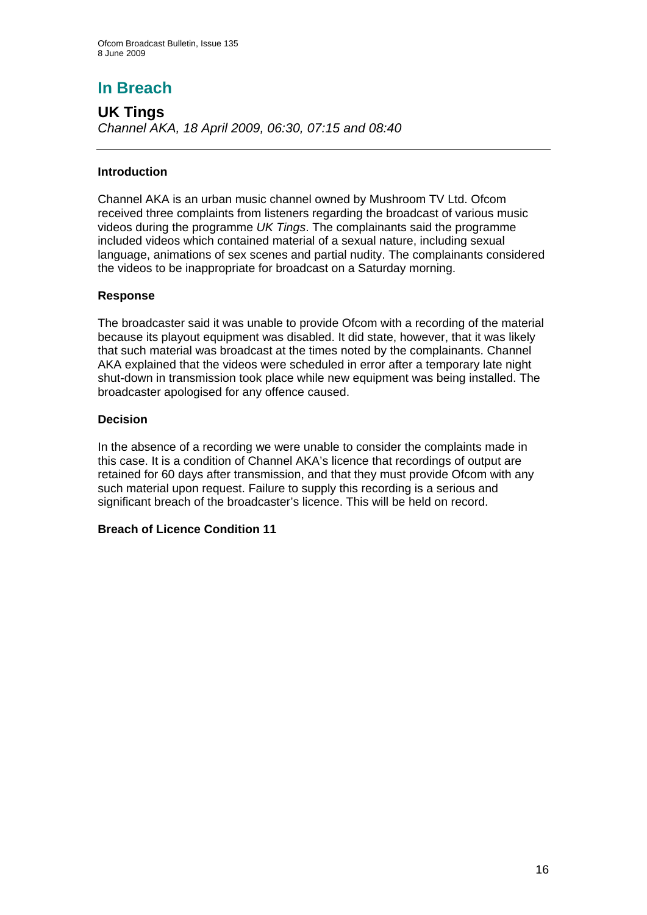# In Breach

## UK Tings

*Channel AKA, 18 April 2009, 06:30, 07:15 and 08:40*

---

### Introduction

Channel AKA is an urban music channel owned by Mushroom TV Ltd. Ofcom received three complaints from listeners regarding the broadcast of various music videos during the programme *UK Tings*. The complainants said the programme included videos which contained material of a sexual nature, including sexual language, animations of sex scenes and partial nudity. The complainants considered the videos to be inappropriate for broadcast on a Saturday morning.

### Response

The broadcaster said it was unable to provide Ofcom with a recording of the material because its playout equipment was disabled. It did state, however, that it was likely that such material was broadcast at the times noted by the complainants. Channel AKA explained that the videos were scheduled in error after a temporary late night shut-down in transmission took place while new equipment was being installed. The broadcaster apologised for any offence caused.

### Decision

In the absence of a recording we were unable to consider the complaints made in this case. It is a condition of Channel AKA's licence that recordings of output are retained for 60 days after transmission, and that they must provide Ofcom with any such material upon request. Failure to supply this recording is a serious and significant breach of the broadcaster's licence. This will be held on record.

**Breach of Licence Condition 11**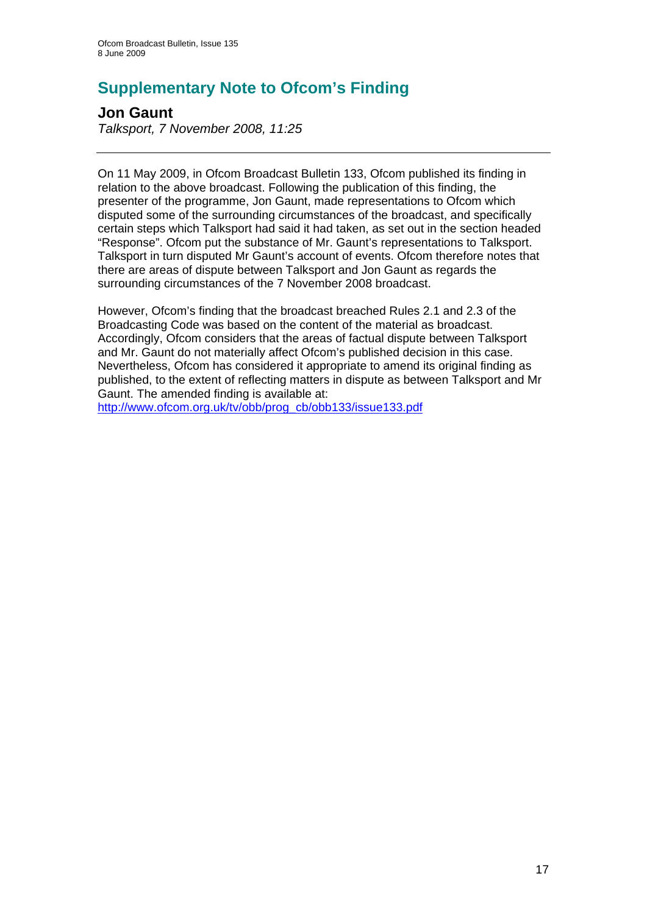# Supplementary Note to Ofcom's Finding

## Jon Gaunt

*Talksport, 7 November 2008, 11:25*

---

On 11 May 2009, in Ofcom Broadcast Bulletin 133, Ofcom published its finding in relation to the above broadcast. Following the publication of this finding, the presenter of the programme, Jon Gaunt, made representations to Ofcom which disputed some of the surrounding circumstances of the broadcast, and specifically certain steps which Talksport had said it had taken, as set out in the section headed "Response". Ofcom put the substance of Mr. Gaunt's representations to Talksport. Talksport in turn disputed Mr Gaunt's account of events. Ofcom therefore notes that there are areas of dispute between Talksport and Jon Gaunt as regards the surrounding circumstances of the 7 November 2008 broadcast.

However, Ofcom's finding that the broadcast breached Rules 2.1 and 2.3 of the Broadcasting Code was based on the content of the material as broadcast. Accordingly, Ofcom considers that the areas of factual dispute between Talksport and Mr. Gaunt do not materially affect Ofcom's published decision in this case. Nevertheless, Ofcom has considered it appropriate to amend its original finding as published, to the extent of reflecting matters in dispute as between Talksport and Mr Gaunt. The amended finding is available at:
http://www.ofcom.org.uk/tv/obb/prog_cb/obb133/issue133.pdf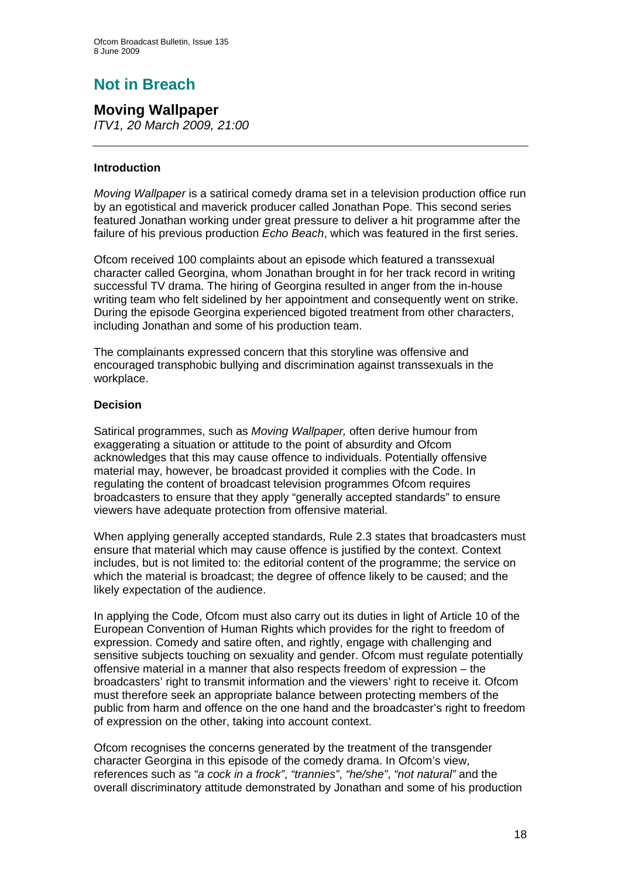# Not in Breach

## Moving Wallpaper

*ITV1, 20 March 2009, 21:00*

---

### Introduction

*Moving Wallpaper* is a satirical comedy drama set in a television production office run by an egotistical and maverick producer called Jonathan Pope. This second series featured Jonathan working under great pressure to deliver a hit programme after the failure of his previous production *Echo Beach*, which was featured in the first series.

Ofcom received 100 complaints about an episode which featured a transsexual character called Georgina, whom Jonathan brought in for her track record in writing successful TV drama. The hiring of Georgina resulted in anger from the in-house writing team who felt sidelined by her appointment and consequently went on strike. During the episode Georgina experienced bigoted treatment from other characters, including Jonathan and some of his production team.

The complainants expressed concern that this storyline was offensive and encouraged transphobic bullying and discrimination against transsexuals in the workplace.

### Decision

Satirical programmes, such as *Moving Wallpaper,* often derive humour from exaggerating a situation or attitude to the point of absurdity and Ofcom acknowledges that this may cause offence to individuals. Potentially offensive material may, however, be broadcast provided it complies with the Code. In regulating the content of broadcast television programmes Ofcom requires broadcasters to ensure that they apply "generally accepted standards" to ensure viewers have adequate protection from offensive material.

When applying generally accepted standards, Rule 2.3 states that broadcasters must ensure that material which may cause offence is justified by the context. Context includes, but is not limited to: the editorial content of the programme; the service on which the material is broadcast; the degree of offence likely to be caused; and the likely expectation of the audience.

In applying the Code, Ofcom must also carry out its duties in light of Article 10 of the European Convention of Human Rights which provides for the right to freedom of expression. Comedy and satire often, and rightly, engage with challenging and sensitive subjects touching on sexuality and gender. Ofcom must regulate potentially offensive material in a manner that also respects freedom of expression – the broadcasters' right to transmit information and the viewers' right to receive it. Ofcom must therefore seek an appropriate balance between protecting members of the public from harm and offence on the one hand and the broadcaster's right to freedom of expression on the other, taking into account context.

Ofcom recognises the concerns generated by the treatment of the transgender character Georgina in this episode of the comedy drama. In Ofcom's view, references such as *"a cock in a frock"*, *"trannies"*, *"he/she"*, *"not natural"* and the overall discriminatory attitude demonstrated by Jonathan and some of his production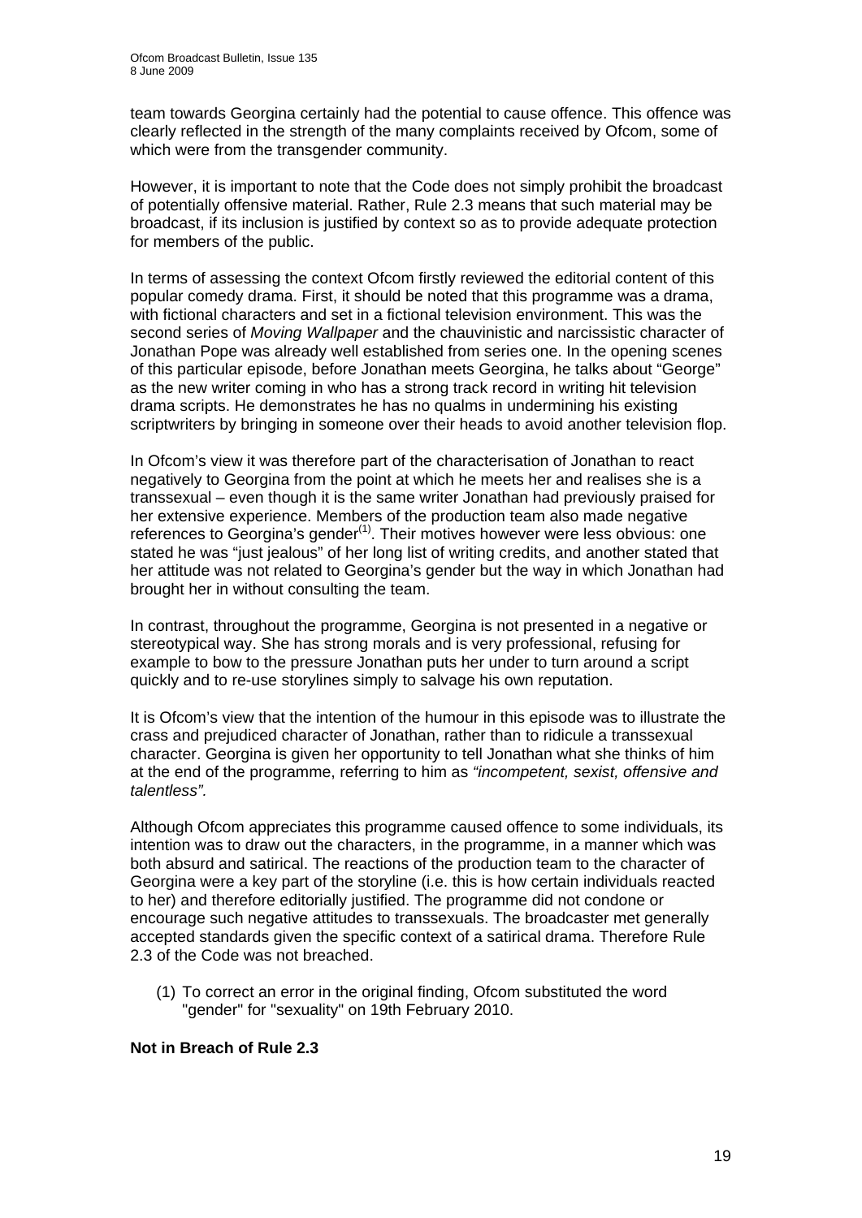team towards Georgina certainly had the potential to cause offence. This offence was clearly reflected in the strength of the many complaints received by Ofcom, some of which were from the transgender community.

However, it is important to note that the Code does not simply prohibit the broadcast of potentially offensive material. Rather, Rule 2.3 means that such material may be broadcast, if its inclusion is justified by context so as to provide adequate protection for members of the public.

In terms of assessing the context Ofcom firstly reviewed the editorial content of this popular comedy drama. First, it should be noted that this programme was a drama, with fictional characters and set in a fictional television environment. This was the second series of *Moving Wallpaper* and the chauvinistic and narcissistic character of Jonathan Pope was already well established from series one. In the opening scenes of this particular episode, before Jonathan meets Georgina, he talks about "George" as the new writer coming in who has a strong track record in writing hit television drama scripts. He demonstrates he has no qualms in undermining his existing scriptwriters by bringing in someone over their heads to avoid another television flop.

In Ofcom's view it was therefore part of the characterisation of Jonathan to react negatively to Georgina from the point at which he meets her and realises she is a transsexual – even though it is the same writer Jonathan had previously praised for her extensive experience. Members of the production team also made negative references to Georgina's gender[(1)]. Their motives however were less obvious: one stated he was "just jealous" of her long list of writing credits, and another stated that her attitude was not related to Georgina's gender but the way in which Jonathan had brought her in without consulting the team.

In contrast, throughout the programme, Georgina is not presented in a negative or stereotypical way. She has strong morals and is very professional, refusing for example to bow to the pressure Jonathan puts her under to turn around a script quickly and to re-use storylines simply to salvage his own reputation.

It is Ofcom's view that the intention of the humour in this episode was to illustrate the crass and prejudiced character of Jonathan, rather than to ridicule a transsexual character. Georgina is given her opportunity to tell Jonathan what she thinks of him at the end of the programme, referring to him as *"incompetent, sexist, offensive and talentless".*

Although Ofcom appreciates this programme caused offence to some individuals, its intention was to draw out the characters, in the programme, in a manner which was both absurd and satirical. The reactions of the production team to the character of Georgina were a key part of the storyline (i.e. this is how certain individuals reacted to her) and therefore editorially justified. The programme did not condone or encourage such negative attitudes to transsexuals. The broadcaster met generally accepted standards given the specific context of a satirical drama. Therefore Rule 2.3 of the Code was not breached.

(1) To correct an error in the original finding, Ofcom substituted the word "gender" for "sexuality" on 19th February 2010.

**Not in Breach of Rule 2.3**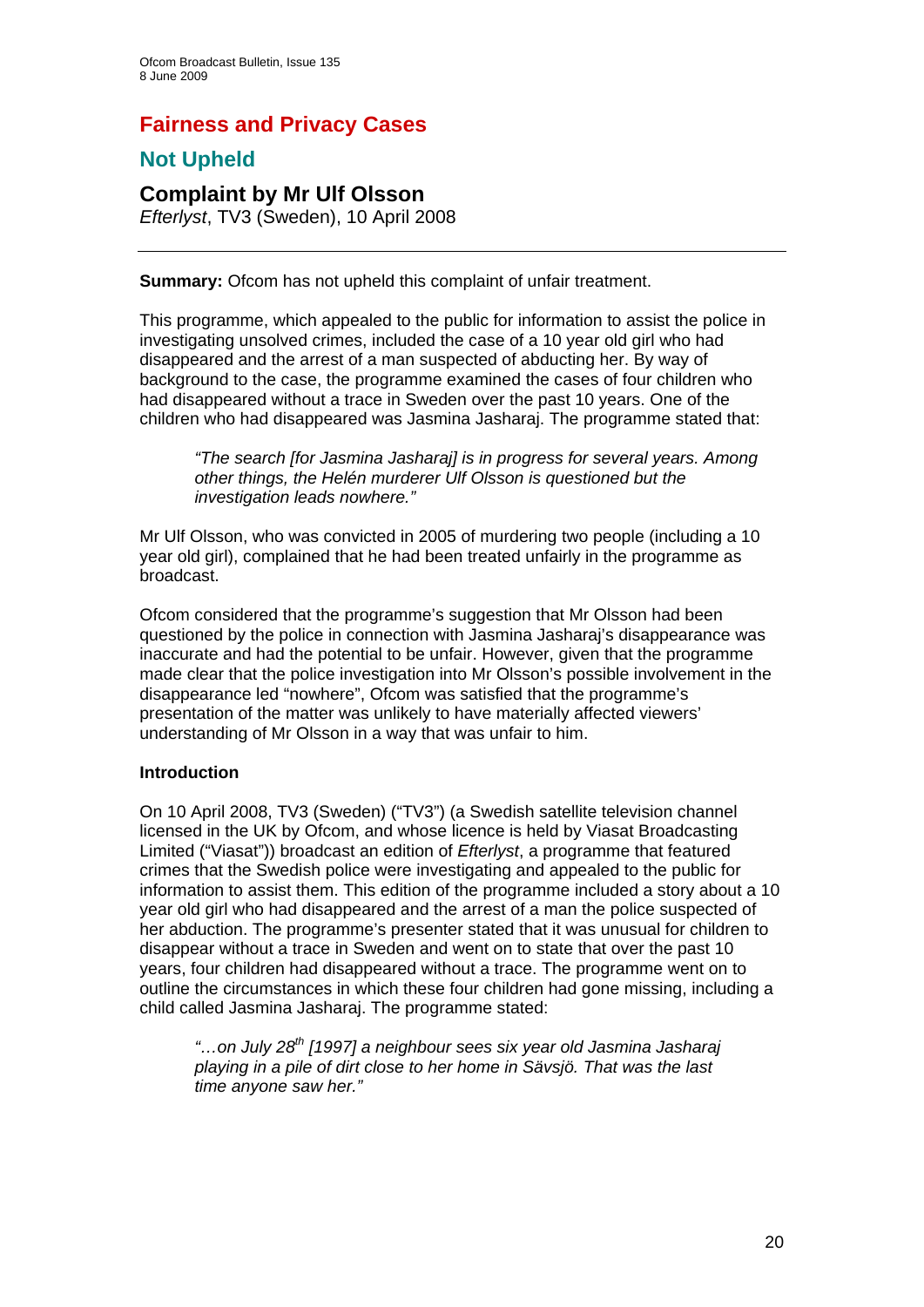# Fairness and Privacy Cases

## Not Upheld

### Complaint by Mr Ulf Olsson

*Efterlyst*, TV3 (Sweden), 10 April 2008

**Summary:** Ofcom has not upheld this complaint of unfair treatment.

This programme, which appealed to the public for information to assist the police in investigating unsolved crimes, included the case of a 10 year old girl who had disappeared and the arrest of a man suspected of abducting her. By way of background to the case, the programme examined the cases of four children who had disappeared without a trace in Sweden over the past 10 years. One of the children who had disappeared was Jasmina Jasharaj. The programme stated that:

> *"The search [for Jasmina Jasharaj] is in progress for several years. Among other things, the Helén murderer Ulf Olsson is questioned but the investigation leads nowhere."*

Mr Ulf Olsson, who was convicted in 2005 of murdering two people (including a 10 year old girl), complained that he had been treated unfairly in the programme as broadcast.

Ofcom considered that the programme's suggestion that Mr Olsson had been questioned by the police in connection with Jasmina Jasharaj's disappearance was inaccurate and had the potential to be unfair. However, given that the programme made clear that the police investigation into Mr Olsson's possible involvement in the disappearance led "nowhere", Ofcom was satisfied that the programme's presentation of the matter was unlikely to have materially affected viewers' understanding of Mr Olsson in a way that was unfair to him.

**Introduction**

On 10 April 2008, TV3 (Sweden) ("TV3") (a Swedish satellite television channel licensed in the UK by Ofcom, and whose licence is held by Viasat Broadcasting Limited ("Viasat")) broadcast an edition of *Efterlyst*, a programme that featured crimes that the Swedish police were investigating and appealed to the public for information to assist them. This edition of the programme included a story about a 10 year old girl who had disappeared and the arrest of a man the police suspected of her abduction. The programme's presenter stated that it was unusual for children to disappear without a trace in Sweden and went on to state that over the past 10 years, four children had disappeared without a trace. The programme went on to outline the circumstances in which these four children had gone missing, including a child called Jasmina Jasharaj. The programme stated:

> *"…on July 28th [1997] a neighbour sees six year old Jasmina Jasharaj playing in a pile of dirt close to her home in Sävsjö. That was the last time anyone saw her."*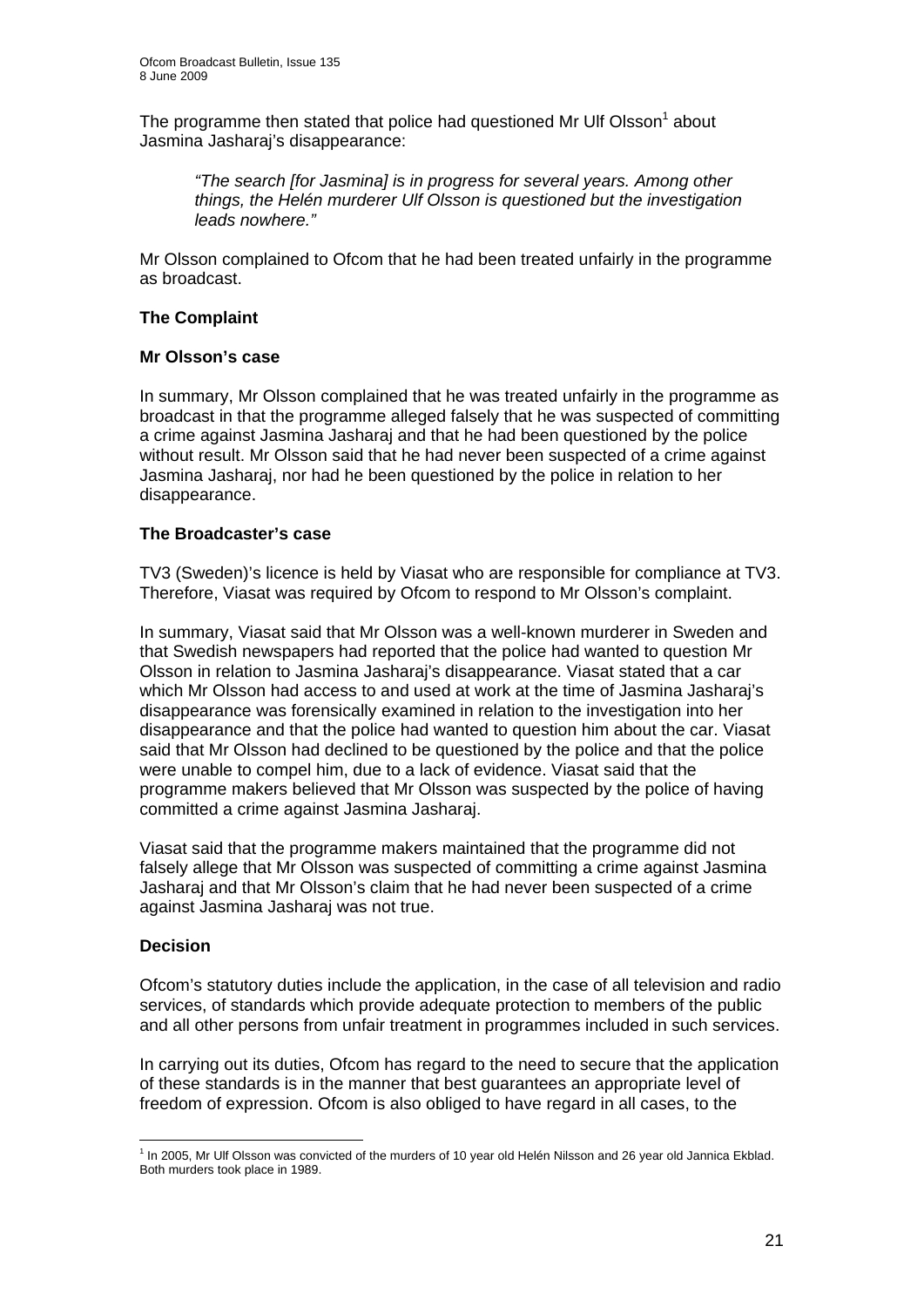The programme then stated that police had questioned Mr Ulf Olsson[1] about Jasmina Jasharaj's disappearance:

> *"The search [for Jasmina] is in progress for several years. Among other things, the Helén murderer Ulf Olsson is questioned but the investigation leads nowhere."*

Mr Olsson complained to Ofcom that he had been treated unfairly in the programme as broadcast.

**The Complaint**

**Mr Olsson's case**

In summary, Mr Olsson complained that he was treated unfairly in the programme as broadcast in that the programme alleged falsely that he was suspected of committing a crime against Jasmina Jasharaj and that he had been questioned by the police without result. Mr Olsson said that he had never been suspected of a crime against Jasmina Jasharaj, nor had he been questioned by the police in relation to her disappearance.

**The Broadcaster's case**

TV3 (Sweden)'s licence is held by Viasat who are responsible for compliance at TV3. Therefore, Viasat was required by Ofcom to respond to Mr Olsson's complaint.

In summary, Viasat said that Mr Olsson was a well-known murderer in Sweden and that Swedish newspapers had reported that the police had wanted to question Mr Olsson in relation to Jasmina Jasharaj's disappearance. Viasat stated that a car which Mr Olsson had access to and used at work at the time of Jasmina Jasharaj's disappearance was forensically examined in relation to the investigation into her disappearance and that the police had wanted to question him about the car. Viasat said that Mr Olsson had declined to be questioned by the police and that the police were unable to compel him, due to a lack of evidence. Viasat said that the programme makers believed that Mr Olsson was suspected by the police of having committed a crime against Jasmina Jasharaj.

Viasat said that the programme makers maintained that the programme did not falsely allege that Mr Olsson was suspected of committing a crime against Jasmina Jasharaj and that Mr Olsson's claim that he had never been suspected of a crime against Jasmina Jasharaj was not true.

**Decision**

Ofcom's statutory duties include the application, in the case of all television and radio services, of standards which provide adequate protection to members of the public and all other persons from unfair treatment in programmes included in such services.

In carrying out its duties, Ofcom has regard to the need to secure that the application of these standards is in the manner that best guarantees an appropriate level of freedom of expression. Ofcom is also obliged to have regard in all cases, to the

[1] In 2005, Mr Ulf Olsson was convicted of the murders of 10 year old Helén Nilsson and 26 year old Jannica Ekblad. Both murders took place in 1989.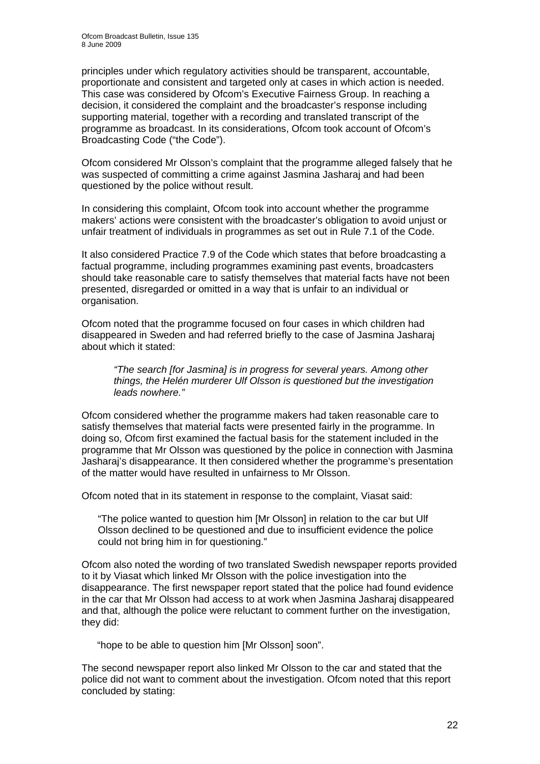principles under which regulatory activities should be transparent, accountable, proportionate and consistent and targeted only at cases in which action is needed. This case was considered by Ofcom's Executive Fairness Group. In reaching a decision, it considered the complaint and the broadcaster's response including supporting material, together with a recording and translated transcript of the programme as broadcast. In its considerations, Ofcom took account of Ofcom's Broadcasting Code ("the Code").

Ofcom considered Mr Olsson's complaint that the programme alleged falsely that he was suspected of committing a crime against Jasmina Jasharaj and had been questioned by the police without result.

In considering this complaint, Ofcom took into account whether the programme makers' actions were consistent with the broadcaster's obligation to avoid unjust or unfair treatment of individuals in programmes as set out in Rule 7.1 of the Code.

It also considered Practice 7.9 of the Code which states that before broadcasting a factual programme, including programmes examining past events, broadcasters should take reasonable care to satisfy themselves that material facts have not been presented, disregarded or omitted in a way that is unfair to an individual or organisation.

Ofcom noted that the programme focused on four cases in which children had disappeared in Sweden and had referred briefly to the case of Jasmina Jasharaj about which it stated:

> *"The search [for Jasmina] is in progress for several years. Among other things, the Helén murderer Ulf Olsson is questioned but the investigation leads nowhere."*

Ofcom considered whether the programme makers had taken reasonable care to satisfy themselves that material facts were presented fairly in the programme. In doing so, Ofcom first examined the factual basis for the statement included in the programme that Mr Olsson was questioned by the police in connection with Jasmina Jasharaj's disappearance. It then considered whether the programme's presentation of the matter would have resulted in unfairness to Mr Olsson.

Ofcom noted that in its statement in response to the complaint, Viasat said:

> "The police wanted to question him [Mr Olsson] in relation to the car but Ulf Olsson declined to be questioned and due to insufficient evidence the police could not bring him in for questioning."

Ofcom also noted the wording of two translated Swedish newspaper reports provided to it by Viasat which linked Mr Olsson with the police investigation into the disappearance. The first newspaper report stated that the police had found evidence in the car that Mr Olsson had access to at work when Jasmina Jasharaj disappeared and that, although the police were reluctant to comment further on the investigation, they did:

> "hope to be able to question him [Mr Olsson] soon".

The second newspaper report also linked Mr Olsson to the car and stated that the police did not want to comment about the investigation. Ofcom noted that this report concluded by stating: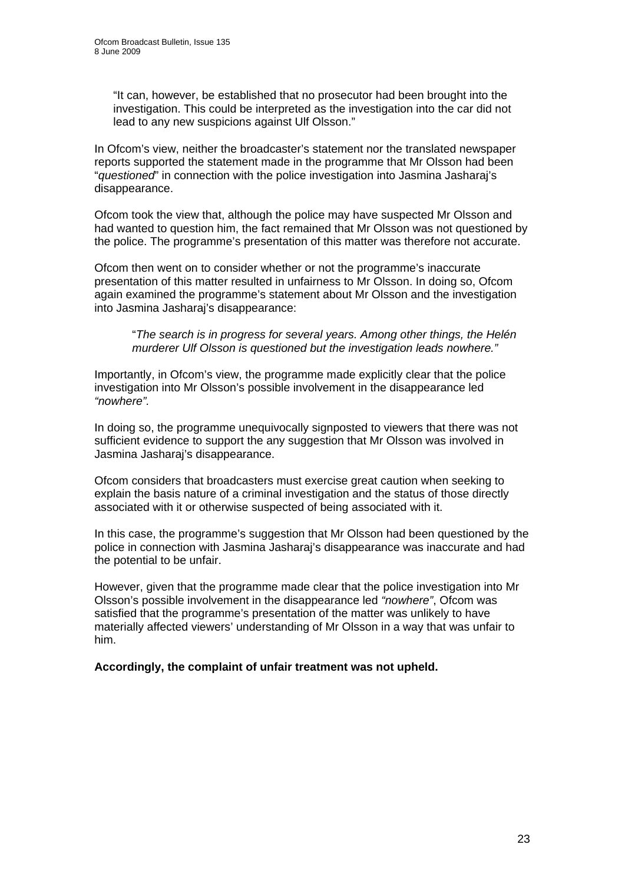> "It can, however, be established that no prosecutor had been brought into the investigation. This could be interpreted as the investigation into the car did not lead to any new suspicions against Ulf Olsson."

In Ofcom's view, neither the broadcaster's statement nor the translated newspaper reports supported the statement made in the programme that Mr Olsson had been "*questioned*" in connection with the police investigation into Jasmina Jasharaj's disappearance.

Ofcom took the view that, although the police may have suspected Mr Olsson and had wanted to question him, the fact remained that Mr Olsson was not questioned by the police. The programme's presentation of this matter was therefore not accurate.

Ofcom then went on to consider whether or not the programme's inaccurate presentation of this matter resulted in unfairness to Mr Olsson. In doing so, Ofcom again examined the programme's statement about Mr Olsson and the investigation into Jasmina Jasharaj's disappearance:

> "*The search is in progress for several years. Among other things, the Helén murderer Ulf Olsson is questioned but the investigation leads nowhere."*

Importantly, in Ofcom's view, the programme made explicitly clear that the police investigation into Mr Olsson's possible involvement in the disappearance led *"nowhere".*

In doing so, the programme unequivocally signposted to viewers that there was not sufficient evidence to support the any suggestion that Mr Olsson was involved in Jasmina Jasharaj's disappearance.

Ofcom considers that broadcasters must exercise great caution when seeking to explain the basis nature of a criminal investigation and the status of those directly associated with it or otherwise suspected of being associated with it.

In this case, the programme's suggestion that Mr Olsson had been questioned by the police in connection with Jasmina Jasharaj's disappearance was inaccurate and had the potential to be unfair.

However, given that the programme made clear that the police investigation into Mr Olsson's possible involvement in the disappearance led *"nowhere"*, Ofcom was satisfied that the programme's presentation of the matter was unlikely to have materially affected viewers' understanding of Mr Olsson in a way that was unfair to him.

**Accordingly, the complaint of unfair treatment was not upheld.**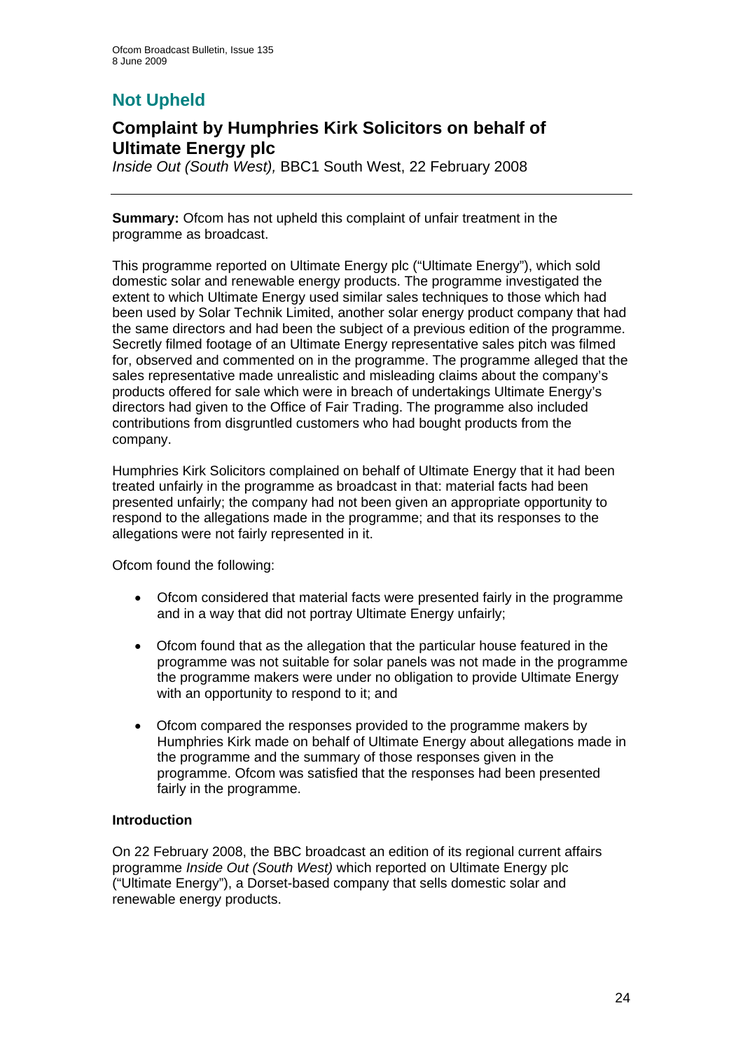## Not Upheld

## Complaint by Humphries Kirk Solicitors on behalf of Ultimate Energy plc

*Inside Out (South West),* BBC1 South West, 22 February 2008

---

**Summary:** Ofcom has not upheld this complaint of unfair treatment in the programme as broadcast.

This programme reported on Ultimate Energy plc ("Ultimate Energy"), which sold domestic solar and renewable energy products. The programme investigated the extent to which Ultimate Energy used similar sales techniques to those which had been used by Solar Technik Limited, another solar energy product company that had the same directors and had been the subject of a previous edition of the programme. Secretly filmed footage of an Ultimate Energy representative sales pitch was filmed for, observed and commented on in the programme. The programme alleged that the sales representative made unrealistic and misleading claims about the company's products offered for sale which were in breach of undertakings Ultimate Energy's directors had given to the Office of Fair Trading. The programme also included contributions from disgruntled customers who had bought products from the company.

Humphries Kirk Solicitors complained on behalf of Ultimate Energy that it had been treated unfairly in the programme as broadcast in that: material facts had been presented unfairly; the company had not been given an appropriate opportunity to respond to the allegations made in the programme; and that its responses to the allegations were not fairly represented in it.

Ofcom found the following:

- Ofcom considered that material facts were presented fairly in the programme and in a way that did not portray Ultimate Energy unfairly;
- Ofcom found that as the allegation that the particular house featured in the programme was not suitable for solar panels was not made in the programme the programme makers were under no obligation to provide Ultimate Energy with an opportunity to respond to it; and
- Ofcom compared the responses provided to the programme makers by Humphries Kirk made on behalf of Ultimate Energy about allegations made in the programme and the summary of those responses given in the programme. Ofcom was satisfied that the responses had been presented fairly in the programme.

**Introduction**

On 22 February 2008, the BBC broadcast an edition of its regional current affairs programme *Inside Out (South West)* which reported on Ultimate Energy plc ("Ultimate Energy"), a Dorset-based company that sells domestic solar and renewable energy products.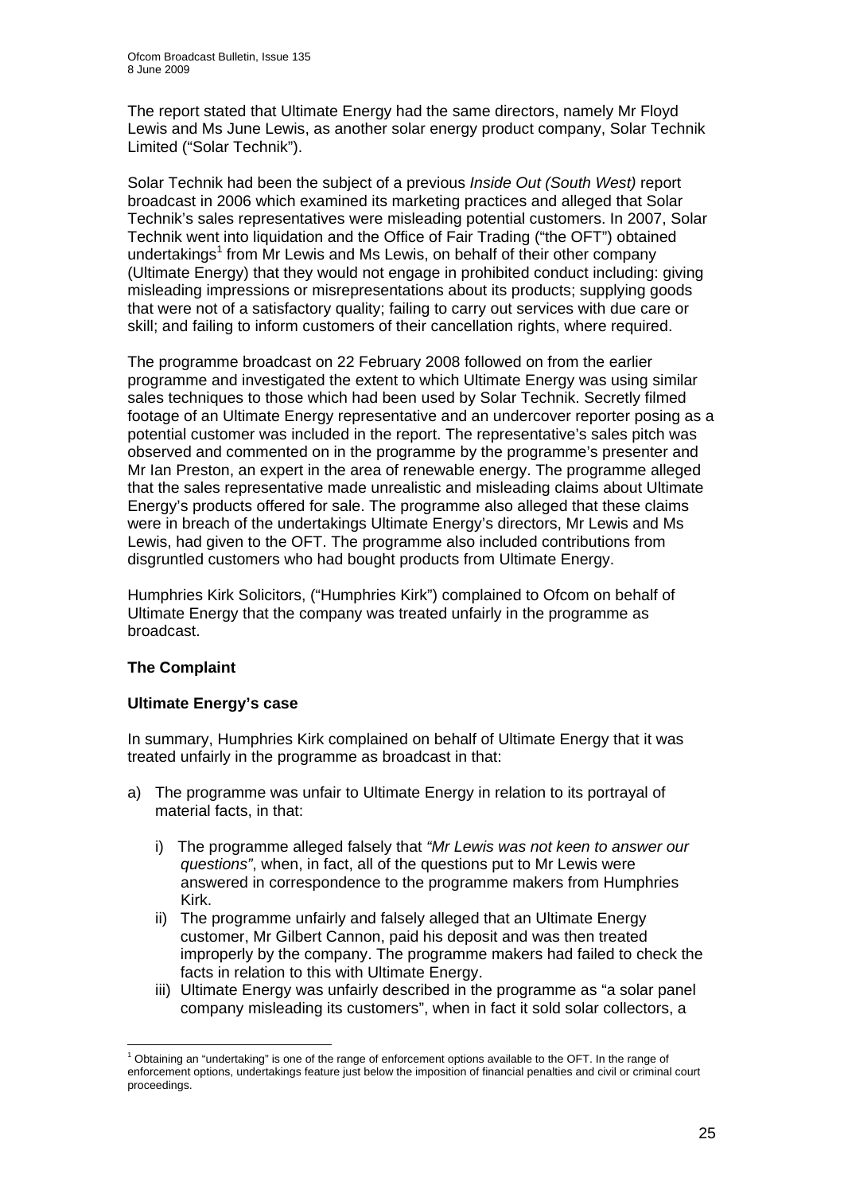The report stated that Ultimate Energy had the same directors, namely Mr Floyd Lewis and Ms June Lewis, as another solar energy product company, Solar Technik Limited ("Solar Technik").

Solar Technik had been the subject of a previous *Inside Out (South West)* report broadcast in 2006 which examined its marketing practices and alleged that Solar Technik's sales representatives were misleading potential customers. In 2007, Solar Technik went into liquidation and the Office of Fair Trading ("the OFT") obtained undertakings[1] from Mr Lewis and Ms Lewis, on behalf of their other company (Ultimate Energy) that they would not engage in prohibited conduct including: giving misleading impressions or misrepresentations about its products; supplying goods that were not of a satisfactory quality; failing to carry out services with due care or skill; and failing to inform customers of their cancellation rights, where required.

The programme broadcast on 22 February 2008 followed on from the earlier programme and investigated the extent to which Ultimate Energy was using similar sales techniques to those which had been used by Solar Technik. Secretly filmed footage of an Ultimate Energy representative and an undercover reporter posing as a potential customer was included in the report. The representative's sales pitch was observed and commented on in the programme by the programme's presenter and Mr Ian Preston, an expert in the area of renewable energy. The programme alleged that the sales representative made unrealistic and misleading claims about Ultimate Energy's products offered for sale. The programme also alleged that these claims were in breach of the undertakings Ultimate Energy's directors, Mr Lewis and Ms Lewis, had given to the OFT. The programme also included contributions from disgruntled customers who had bought products from Ultimate Energy.

Humphries Kirk Solicitors, ("Humphries Kirk") complained to Ofcom on behalf of Ultimate Energy that the company was treated unfairly in the programme as broadcast.

**The Complaint**

**Ultimate Energy's case**

In summary, Humphries Kirk complained on behalf of Ultimate Energy that it was treated unfairly in the programme as broadcast in that:

a) The programme was unfair to Ultimate Energy in relation to its portrayal of material facts, in that:

   i) The programme alleged falsely that *"Mr Lewis was not keen to answer our questions"*, when, in fact, all of the questions put to Mr Lewis were answered in correspondence to the programme makers from Humphries Kirk.

   ii) The programme unfairly and falsely alleged that an Ultimate Energy customer, Mr Gilbert Cannon, paid his deposit and was then treated improperly by the company. The programme makers had failed to check the facts in relation to this with Ultimate Energy.

   iii) Ultimate Energy was unfairly described in the programme as "a solar panel company misleading its customers", when in fact it sold solar collectors, a

---

[1] Obtaining an "undertaking" is one of the range of enforcement options available to the OFT. In the range of enforcement options, undertakings feature just below the imposition of financial penalties and civil or criminal court proceedings.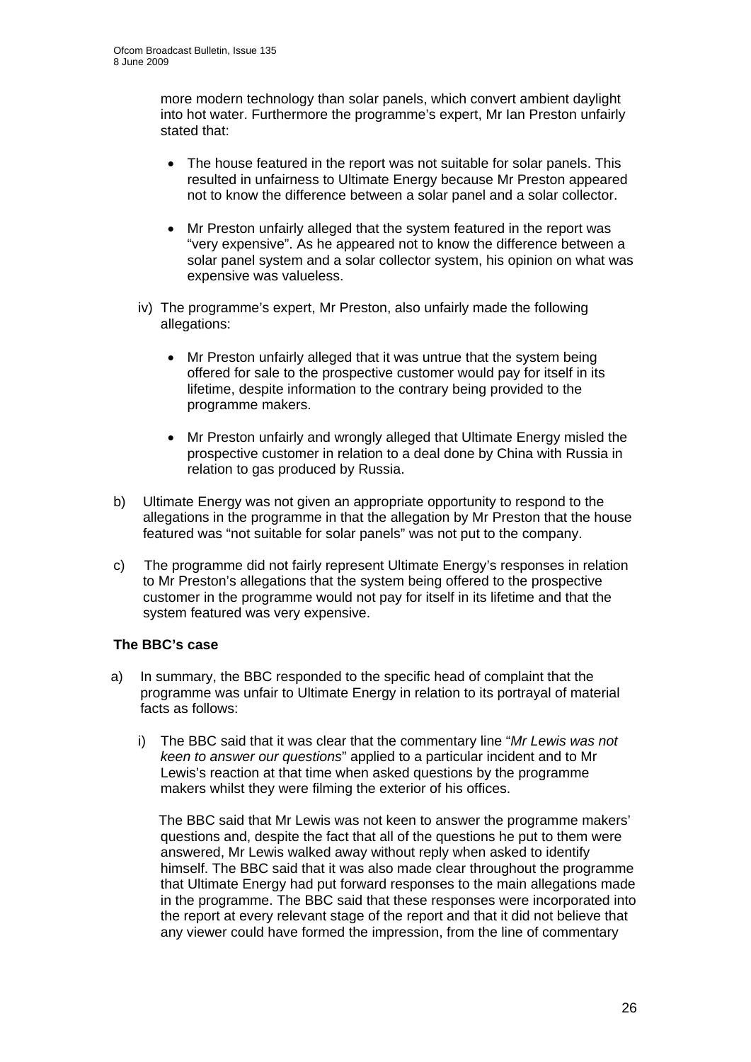more modern technology than solar panels, which convert ambient daylight into hot water. Furthermore the programme's expert, Mr Ian Preston unfairly stated that:

- The house featured in the report was not suitable for solar panels. This resulted in unfairness to Ultimate Energy because Mr Preston appeared not to know the difference between a solar panel and a solar collector.
- Mr Preston unfairly alleged that the system featured in the report was "very expensive". As he appeared not to know the difference between a solar panel system and a solar collector system, his opinion on what was expensive was valueless.

iv) The programme's expert, Mr Preston, also unfairly made the following allegations:

- Mr Preston unfairly alleged that it was untrue that the system being offered for sale to the prospective customer would pay for itself in its lifetime, despite information to the contrary being provided to the programme makers.
- Mr Preston unfairly and wrongly alleged that Ultimate Energy misled the prospective customer in relation to a deal done by China with Russia in relation to gas produced by Russia.

b) Ultimate Energy was not given an appropriate opportunity to respond to the allegations in the programme in that the allegation by Mr Preston that the house featured was "not suitable for solar panels" was not put to the company.

c) The programme did not fairly represent Ultimate Energy's responses in relation to Mr Preston's allegations that the system being offered to the prospective customer in the programme would not pay for itself in its lifetime and that the system featured was very expensive.

**The BBC's case**

a) In summary, the BBC responded to the specific head of complaint that the programme was unfair to Ultimate Energy in relation to its portrayal of material facts as follows:

i) The BBC said that it was clear that the commentary line "*Mr Lewis was not keen to answer our questions*" applied to a particular incident and to Mr Lewis's reaction at that time when asked questions by the programme makers whilst they were filming the exterior of his offices.

The BBC said that Mr Lewis was not keen to answer the programme makers' questions and, despite the fact that all of the questions he put to them were answered, Mr Lewis walked away without reply when asked to identify himself. The BBC said that it was also made clear throughout the programme that Ultimate Energy had put forward responses to the main allegations made in the programme. The BBC said that these responses were incorporated into the report at every relevant stage of the report and that it did not believe that any viewer could have formed the impression, from the line of commentary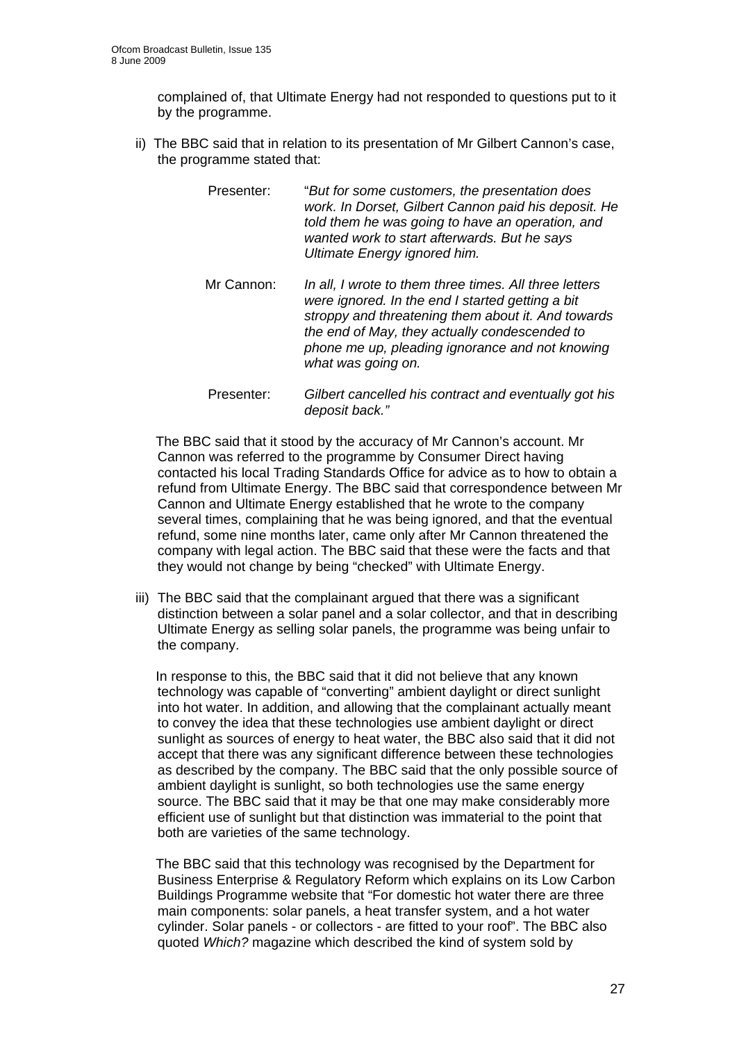complained of, that Ultimate Energy had not responded to questions put to it by the programme.

ii) The BBC said that in relation to its presentation of Mr Gilbert Cannon's case, the programme stated that:

> Presenter: "*But for some customers, the presentation does work. In Dorset, Gilbert Cannon paid his deposit. He told them he was going to have an operation, and wanted work to start afterwards. But he says Ultimate Energy ignored him.*
>
> Mr Cannon: *In all, I wrote to them three times. All three letters were ignored. In the end I started getting a bit stroppy and threatening them about it. And towards the end of May, they actually condescended to phone me up, pleading ignorance and not knowing what was going on.*
>
> Presenter: *Gilbert cancelled his contract and eventually got his deposit back."*

The BBC said that it stood by the accuracy of Mr Cannon's account. Mr Cannon was referred to the programme by Consumer Direct having contacted his local Trading Standards Office for advice as to how to obtain a refund from Ultimate Energy. The BBC said that correspondence between Mr Cannon and Ultimate Energy established that he wrote to the company several times, complaining that he was being ignored, and that the eventual refund, some nine months later, came only after Mr Cannon threatened the company with legal action. The BBC said that these were the facts and that they would not change by being "checked" with Ultimate Energy.

iii) The BBC said that the complainant argued that there was a significant distinction between a solar panel and a solar collector, and that in describing Ultimate Energy as selling solar panels, the programme was being unfair to the company.

In response to this, the BBC said that it did not believe that any known technology was capable of "converting" ambient daylight or direct sunlight into hot water. In addition, and allowing that the complainant actually meant to convey the idea that these technologies use ambient daylight or direct sunlight as sources of energy to heat water, the BBC also said that it did not accept that there was any significant difference between these technologies as described by the company. The BBC said that the only possible source of ambient daylight is sunlight, so both technologies use the same energy source. The BBC said that it may be that one may make considerably more efficient use of sunlight but that distinction was immaterial to the point that both are varieties of the same technology.

The BBC said that this technology was recognised by the Department for Business Enterprise & Regulatory Reform which explains on its Low Carbon Buildings Programme website that "For domestic hot water there are three main components: solar panels, a heat transfer system, and a hot water cylinder. Solar panels - or collectors - are fitted to your roof". The BBC also quoted *Which?* magazine which described the kind of system sold by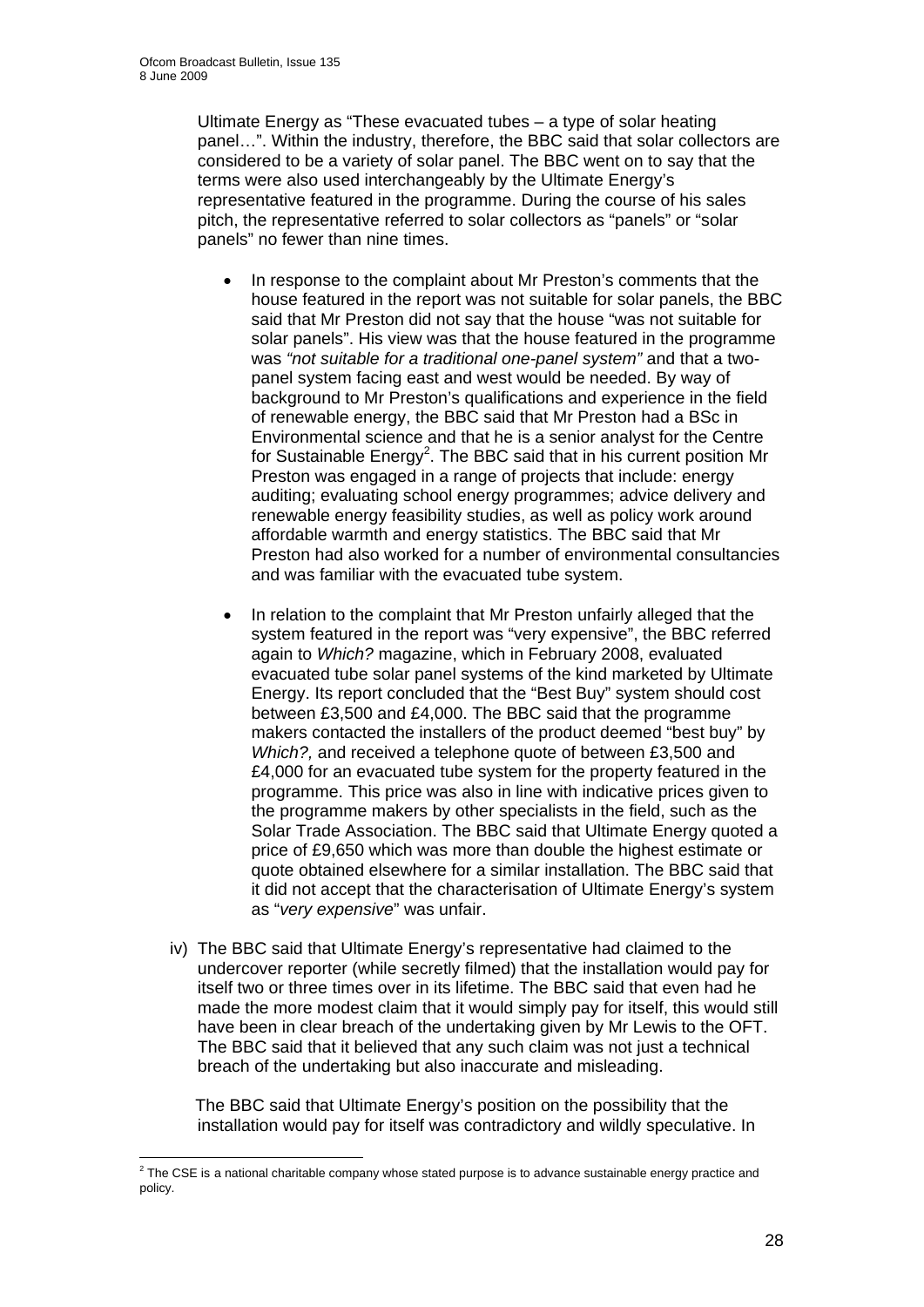Ultimate Energy as "These evacuated tubes – a type of solar heating panel…". Within the industry, therefore, the BBC said that solar collectors are considered to be a variety of solar panel. The BBC went on to say that the terms were also used interchangeably by the Ultimate Energy's representative featured in the programme. During the course of his sales pitch, the representative referred to solar collectors as "panels" or "solar panels" no fewer than nine times.

- In response to the complaint about Mr Preston's comments that the house featured in the report was not suitable for solar panels, the BBC said that Mr Preston did not say that the house "was not suitable for solar panels". His view was that the house featured in the programme was *"not suitable for a traditional one-panel system"* and that a two-panel system facing east and west would be needed. By way of background to Mr Preston's qualifications and experience in the field of renewable energy, the BBC said that Mr Preston had a BSc in Environmental science and that he is a senior analyst for the Centre for Sustainable Energy[2]. The BBC said that in his current position Mr Preston was engaged in a range of projects that include: energy auditing; evaluating school energy programmes; advice delivery and renewable energy feasibility studies, as well as policy work around affordable warmth and energy statistics. The BBC said that Mr Preston had also worked for a number of environmental consultancies and was familiar with the evacuated tube system.

- In relation to the complaint that Mr Preston unfairly alleged that the system featured in the report was "very expensive", the BBC referred again to *Which?* magazine, which in February 2008, evaluated evacuated tube solar panel systems of the kind marketed by Ultimate Energy. Its report concluded that the "Best Buy" system should cost between £3,500 and £4,000. The BBC said that the programme makers contacted the installers of the product deemed "best buy" by *Which?,* and received a telephone quote of between £3,500 and £4,000 for an evacuated tube system for the property featured in the programme. This price was also in line with indicative prices given to the programme makers by other specialists in the field, such as the Solar Trade Association. The BBC said that Ultimate Energy quoted a price of £9,650 which was more than double the highest estimate or quote obtained elsewhere for a similar installation. The BBC said that it did not accept that the characterisation of Ultimate Energy's system as "*very expensive*" was unfair.

iv) The BBC said that Ultimate Energy's representative had claimed to the undercover reporter (while secretly filmed) that the installation would pay for itself two or three times over in its lifetime. The BBC said that even had he made the more modest claim that it would simply pay for itself, this would still have been in clear breach of the undertaking given by Mr Lewis to the OFT. The BBC said that it believed that any such claim was not just a technical breach of the undertaking but also inaccurate and misleading.

The BBC said that Ultimate Energy's position on the possibility that the installation would pay for itself was contradictory and wildly speculative. In

[2] The CSE is a national charitable company whose stated purpose is to advance sustainable energy practice and policy.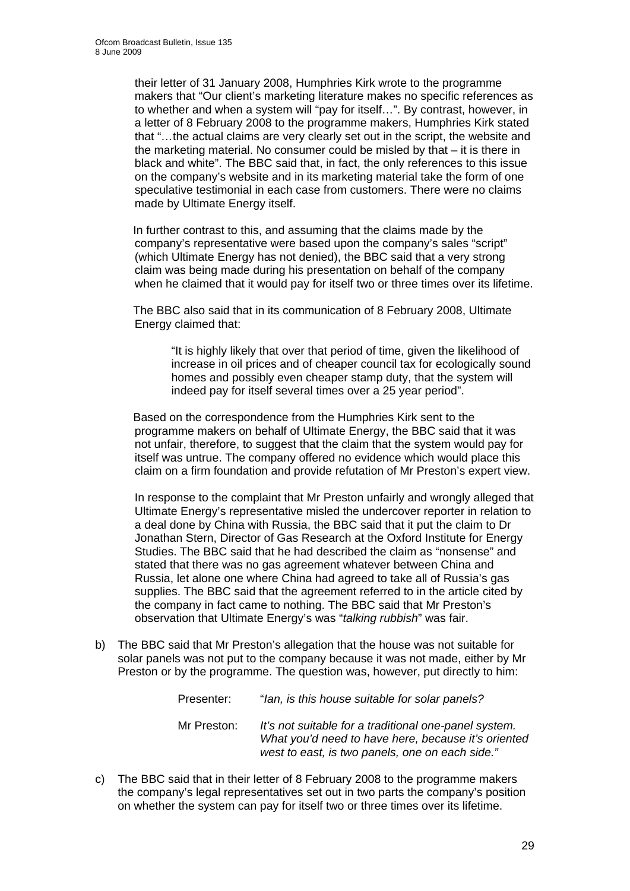their letter of 31 January 2008, Humphries Kirk wrote to the programme makers that "Our client's marketing literature makes no specific references as to whether and when a system will "pay for itself…". By contrast, however, in a letter of 8 February 2008 to the programme makers, Humphries Kirk stated that "…the actual claims are very clearly set out in the script, the website and the marketing material. No consumer could be misled by that – it is there in black and white". The BBC said that, in fact, the only references to this issue on the company's website and in its marketing material take the form of one speculative testimonial in each case from customers. There were no claims made by Ultimate Energy itself.

In further contrast to this, and assuming that the claims made by the company's representative were based upon the company's sales "script" (which Ultimate Energy has not denied), the BBC said that a very strong claim was being made during his presentation on behalf of the company when he claimed that it would pay for itself two or three times over its lifetime.

The BBC also said that in its communication of 8 February 2008, Ultimate Energy claimed that:

> "It is highly likely that over that period of time, given the likelihood of increase in oil prices and of cheaper council tax for ecologically sound homes and possibly even cheaper stamp duty, that the system will indeed pay for itself several times over a 25 year period".

Based on the correspondence from the Humphries Kirk sent to the programme makers on behalf of Ultimate Energy, the BBC said that it was not unfair, therefore, to suggest that the claim that the system would pay for itself was untrue. The company offered no evidence which would place this claim on a firm foundation and provide refutation of Mr Preston's expert view.

In response to the complaint that Mr Preston unfairly and wrongly alleged that Ultimate Energy's representative misled the undercover reporter in relation to a deal done by China with Russia, the BBC said that it put the claim to Dr Jonathan Stern, Director of Gas Research at the Oxford Institute for Energy Studies. The BBC said that he had described the claim as "nonsense" and stated that there was no gas agreement whatever between China and Russia, let alone one where China had agreed to take all of Russia's gas supplies. The BBC said that the agreement referred to in the article cited by the company in fact came to nothing. The BBC said that Mr Preston's observation that Ultimate Energy's was "*talking rubbish*" was fair.

b) The BBC said that Mr Preston's allegation that the house was not suitable for solar panels was not put to the company because it was not made, either by Mr Preston or by the programme. The question was, however, put directly to him:

> Presenter: "*Ian, is this house suitable for solar panels?*
>
> Mr Preston: *It's not suitable for a traditional one-panel system. What you'd need to have here, because it's oriented west to east, is two panels, one on each side."*

c) The BBC said that in their letter of 8 February 2008 to the programme makers the company's legal representatives set out in two parts the company's position on whether the system can pay for itself two or three times over its lifetime.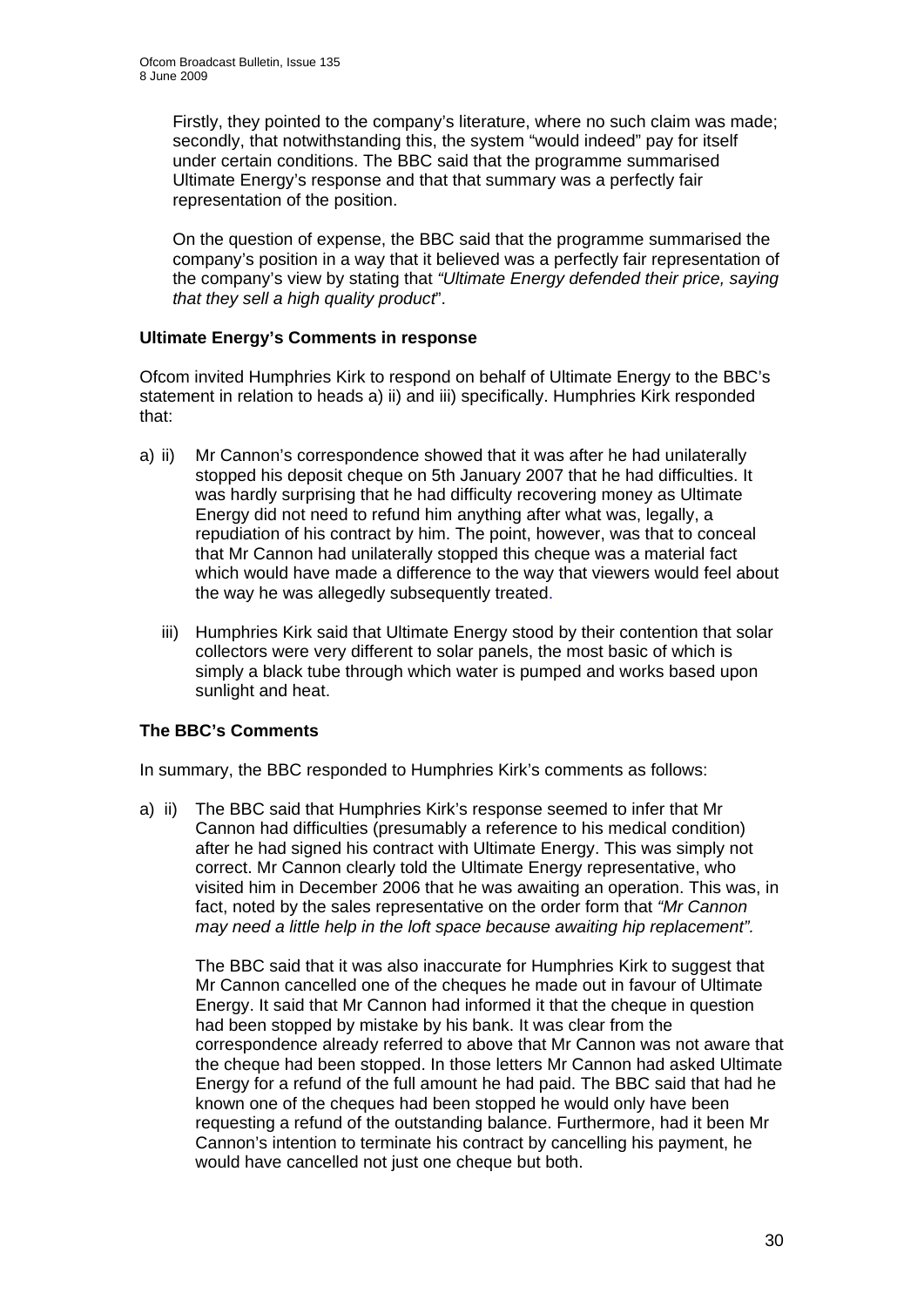Firstly, they pointed to the company's literature, where no such claim was made; secondly, that notwithstanding this, the system "would indeed" pay for itself under certain conditions. The BBC said that the programme summarised Ultimate Energy's response and that that summary was a perfectly fair representation of the position.

On the question of expense, the BBC said that the programme summarised the company's position in a way that it believed was a perfectly fair representation of the company's view by stating that *"Ultimate Energy defended their price, saying that they sell a high quality product*".

**Ultimate Energy's Comments in response**

Ofcom invited Humphries Kirk to respond on behalf of Ultimate Energy to the BBC's statement in relation to heads a) ii) and iii) specifically. Humphries Kirk responded that:

a) ii) Mr Cannon's correspondence showed that it was after he had unilaterally stopped his deposit cheque on 5th January 2007 that he had difficulties. It was hardly surprising that he had difficulty recovering money as Ultimate Energy did not need to refund him anything after what was, legally, a repudiation of his contract by him. The point, however, was that to conceal that Mr Cannon had unilaterally stopped this cheque was a material fact which would have made a difference to the way that viewers would feel about the way he was allegedly subsequently treated.

iii) Humphries Kirk said that Ultimate Energy stood by their contention that solar collectors were very different to solar panels, the most basic of which is simply a black tube through which water is pumped and works based upon sunlight and heat.

**The BBC's Comments**

In summary, the BBC responded to Humphries Kirk's comments as follows:

a) ii) The BBC said that Humphries Kirk's response seemed to infer that Mr Cannon had difficulties (presumably a reference to his medical condition) after he had signed his contract with Ultimate Energy. This was simply not correct. Mr Cannon clearly told the Ultimate Energy representative, who visited him in December 2006 that he was awaiting an operation. This was, in fact, noted by the sales representative on the order form that *"Mr Cannon may need a little help in the loft space because awaiting hip replacement".*

The BBC said that it was also inaccurate for Humphries Kirk to suggest that Mr Cannon cancelled one of the cheques he made out in favour of Ultimate Energy. It said that Mr Cannon had informed it that the cheque in question had been stopped by mistake by his bank. It was clear from the correspondence already referred to above that Mr Cannon was not aware that the cheque had been stopped. In those letters Mr Cannon had asked Ultimate Energy for a refund of the full amount he had paid. The BBC said that had he known one of the cheques had been stopped he would only have been requesting a refund of the outstanding balance. Furthermore, had it been Mr Cannon's intention to terminate his contract by cancelling his payment, he would have cancelled not just one cheque but both.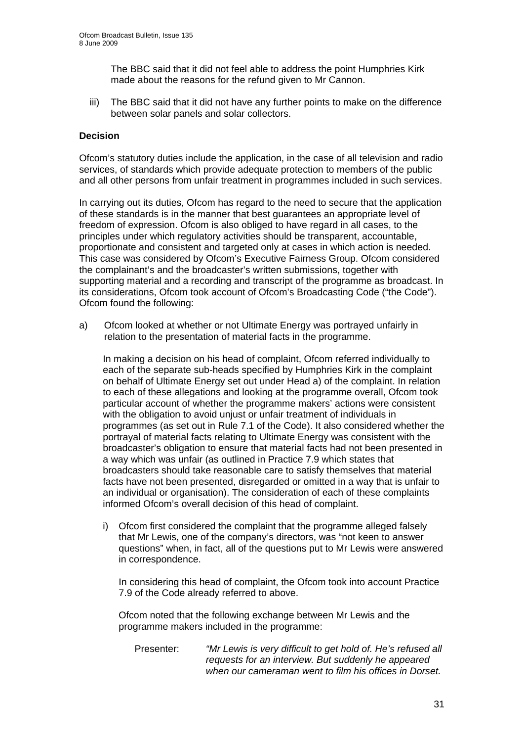The BBC said that it did not feel able to address the point Humphries Kirk made about the reasons for the refund given to Mr Cannon.

iii) The BBC said that it did not have any further points to make on the difference between solar panels and solar collectors.

**Decision**

Ofcom's statutory duties include the application, in the case of all television and radio services, of standards which provide adequate protection to members of the public and all other persons from unfair treatment in programmes included in such services.

In carrying out its duties, Ofcom has regard to the need to secure that the application of these standards is in the manner that best guarantees an appropriate level of freedom of expression. Ofcom is also obliged to have regard in all cases, to the principles under which regulatory activities should be transparent, accountable, proportionate and consistent and targeted only at cases in which action is needed. This case was considered by Ofcom's Executive Fairness Group. Ofcom considered the complainant's and the broadcaster's written submissions, together with supporting material and a recording and transcript of the programme as broadcast. In its considerations, Ofcom took account of Ofcom's Broadcasting Code ("the Code"). Ofcom found the following:

a) Ofcom looked at whether or not Ultimate Energy was portrayed unfairly in relation to the presentation of material facts in the programme.

In making a decision on his head of complaint, Ofcom referred individually to each of the separate sub-heads specified by Humphries Kirk in the complaint on behalf of Ultimate Energy set out under Head a) of the complaint. In relation to each of these allegations and looking at the programme overall, Ofcom took particular account of whether the programme makers' actions were consistent with the obligation to avoid unjust or unfair treatment of individuals in programmes (as set out in Rule 7.1 of the Code). It also considered whether the portrayal of material facts relating to Ultimate Energy was consistent with the broadcaster's obligation to ensure that material facts had not been presented in a way which was unfair (as outlined in Practice 7.9 which states that broadcasters should take reasonable care to satisfy themselves that material facts have not been presented, disregarded or omitted in a way that is unfair to an individual or organisation). The consideration of each of these complaints informed Ofcom's overall decision of this head of complaint.

i) Ofcom first considered the complaint that the programme alleged falsely that Mr Lewis, one of the company's directors, was "not keen to answer questions" when, in fact, all of the questions put to Mr Lewis were answered in correspondence.

In considering this head of complaint, the Ofcom took into account Practice 7.9 of the Code already referred to above.

Ofcom noted that the following exchange between Mr Lewis and the programme makers included in the programme:

Presenter: *"Mr Lewis is very difficult to get hold of. He's refused all requests for an interview. But suddenly he appeared when our cameraman went to film his offices in Dorset.*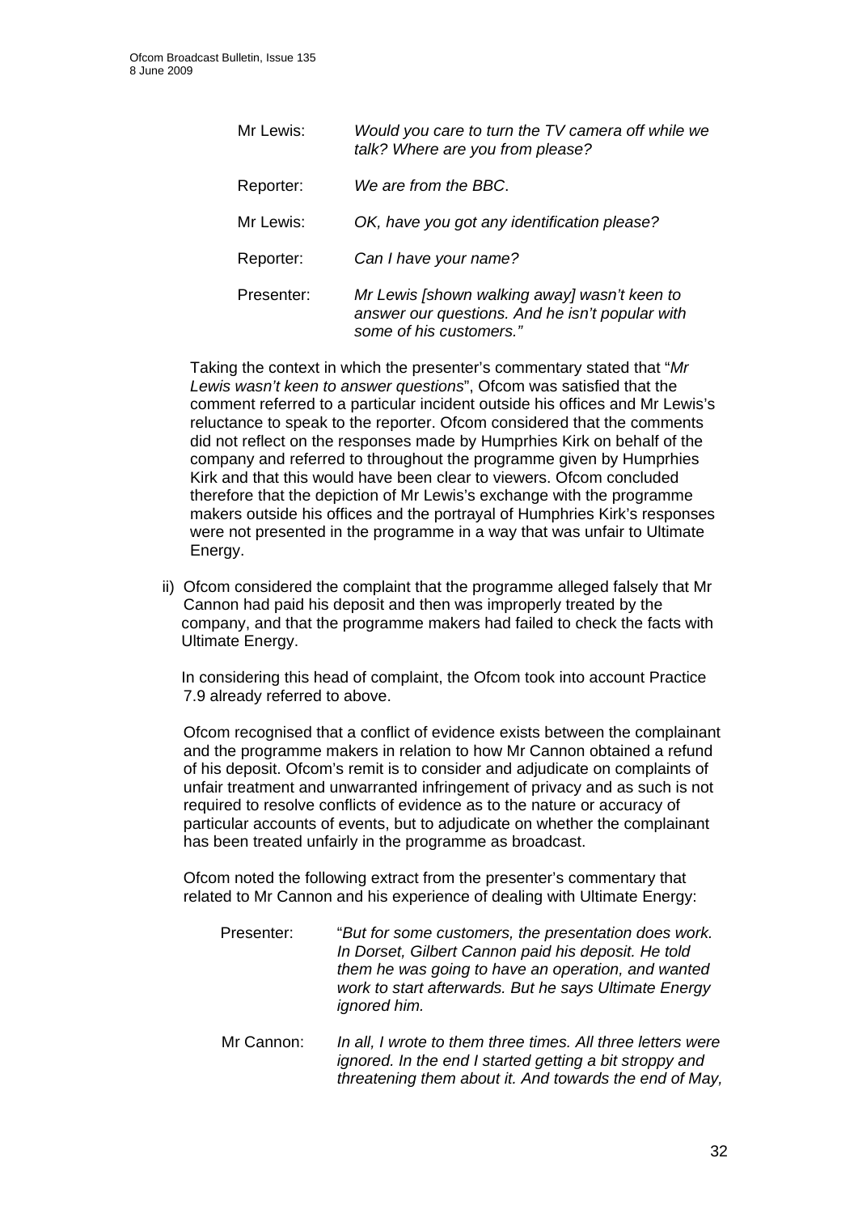| | |
|---|---|
| Mr Lewis: | *Would you care to turn the TV camera off while we talk? Where are you from please?* |
| Reporter: | *We are from the BBC*. |
| Mr Lewis: | *OK, have you got any identification please?* |
| Reporter: | *Can I have your name?* |
| Presenter: | *Mr Lewis [shown walking away] wasn't keen to answer our questions. And he isn't popular with some of his customers."* |

Taking the context in which the presenter's commentary stated that "*Mr Lewis wasn't keen to answer questions*", Ofcom was satisfied that the comment referred to a particular incident outside his offices and Mr Lewis's reluctance to speak to the reporter. Ofcom considered that the comments did not reflect on the responses made by Humprhies Kirk on behalf of the company and referred to throughout the programme given by Humprhies Kirk and that this would have been clear to viewers. Ofcom concluded therefore that the depiction of Mr Lewis's exchange with the programme makers outside his offices and the portrayal of Humphries Kirk's responses were not presented in the programme in a way that was unfair to Ultimate Energy.

ii) Ofcom considered the complaint that the programme alleged falsely that Mr Cannon had paid his deposit and then was improperly treated by the company, and that the programme makers had failed to check the facts with Ultimate Energy.

In considering this head of complaint, the Ofcom took into account Practice 7.9 already referred to above.

Ofcom recognised that a conflict of evidence exists between the complainant and the programme makers in relation to how Mr Cannon obtained a refund of his deposit. Ofcom's remit is to consider and adjudicate on complaints of unfair treatment and unwarranted infringement of privacy and as such is not required to resolve conflicts of evidence as to the nature or accuracy of particular accounts of events, but to adjudicate on whether the complainant has been treated unfairly in the programme as broadcast.

Ofcom noted the following extract from the presenter's commentary that related to Mr Cannon and his experience of dealing with Ultimate Energy:

| | |
|---|---|
| Presenter: | "*But for some customers, the presentation does work. In Dorset, Gilbert Cannon paid his deposit. He told them he was going to have an operation, and wanted work to start afterwards. But he says Ultimate Energy ignored him.* |
| Mr Cannon: | *In all, I wrote to them three times. All three letters were ignored. In the end I started getting a bit stroppy and threatening them about it. And towards the end of May,* |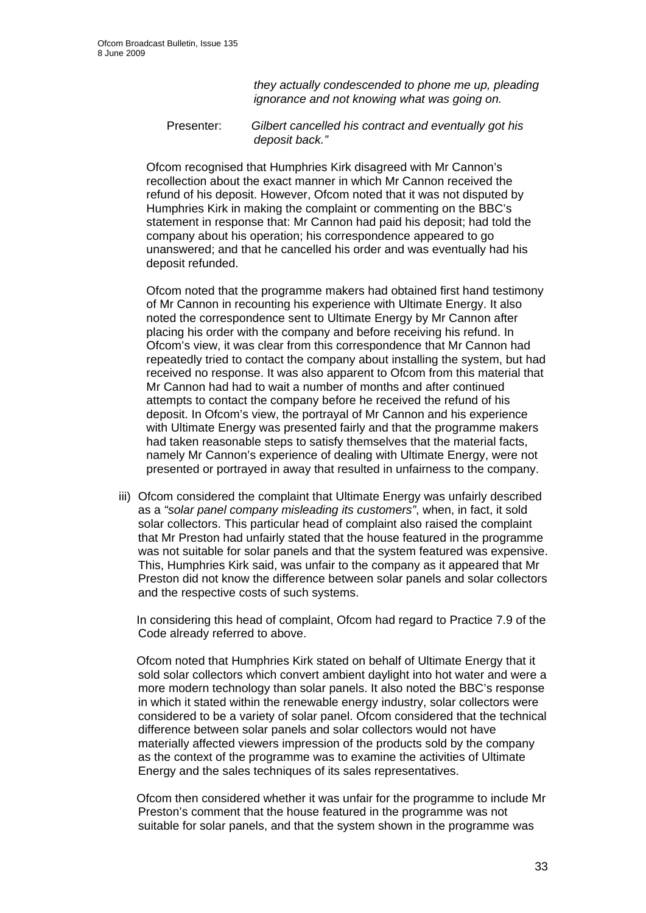*they actually condescended to phone me up, pleading ignorance and not knowing what was going on.*

Presenter: *Gilbert cancelled his contract and eventually got his deposit back."*

Ofcom recognised that Humphries Kirk disagreed with Mr Cannon's recollection about the exact manner in which Mr Cannon received the refund of his deposit. However, Ofcom noted that it was not disputed by Humphries Kirk in making the complaint or commenting on the BBC's statement in response that: Mr Cannon had paid his deposit; had told the company about his operation; his correspondence appeared to go unanswered; and that he cancelled his order and was eventually had his deposit refunded.

Ofcom noted that the programme makers had obtained first hand testimony of Mr Cannon in recounting his experience with Ultimate Energy. It also noted the correspondence sent to Ultimate Energy by Mr Cannon after placing his order with the company and before receiving his refund. In Ofcom's view, it was clear from this correspondence that Mr Cannon had repeatedly tried to contact the company about installing the system, but had received no response. It was also apparent to Ofcom from this material that Mr Cannon had had to wait a number of months and after continued attempts to contact the company before he received the refund of his deposit. In Ofcom's view, the portrayal of Mr Cannon and his experience with Ultimate Energy was presented fairly and that the programme makers had taken reasonable steps to satisfy themselves that the material facts, namely Mr Cannon's experience of dealing with Ultimate Energy, were not presented or portrayed in away that resulted in unfairness to the company.

iii) Ofcom considered the complaint that Ultimate Energy was unfairly described as a *"solar panel company misleading its customers"*, when, in fact, it sold solar collectors. This particular head of complaint also raised the complaint that Mr Preston had unfairly stated that the house featured in the programme was not suitable for solar panels and that the system featured was expensive. This, Humphries Kirk said, was unfair to the company as it appeared that Mr Preston did not know the difference between solar panels and solar collectors and the respective costs of such systems.

In considering this head of complaint, Ofcom had regard to Practice 7.9 of the Code already referred to above.

Ofcom noted that Humphries Kirk stated on behalf of Ultimate Energy that it sold solar collectors which convert ambient daylight into hot water and were a more modern technology than solar panels. It also noted the BBC's response in which it stated within the renewable energy industry, solar collectors were considered to be a variety of solar panel. Ofcom considered that the technical difference between solar panels and solar collectors would not have materially affected viewers impression of the products sold by the company as the context of the programme was to examine the activities of Ultimate Energy and the sales techniques of its sales representatives.

Ofcom then considered whether it was unfair for the programme to include Mr Preston's comment that the house featured in the programme was not suitable for solar panels, and that the system shown in the programme was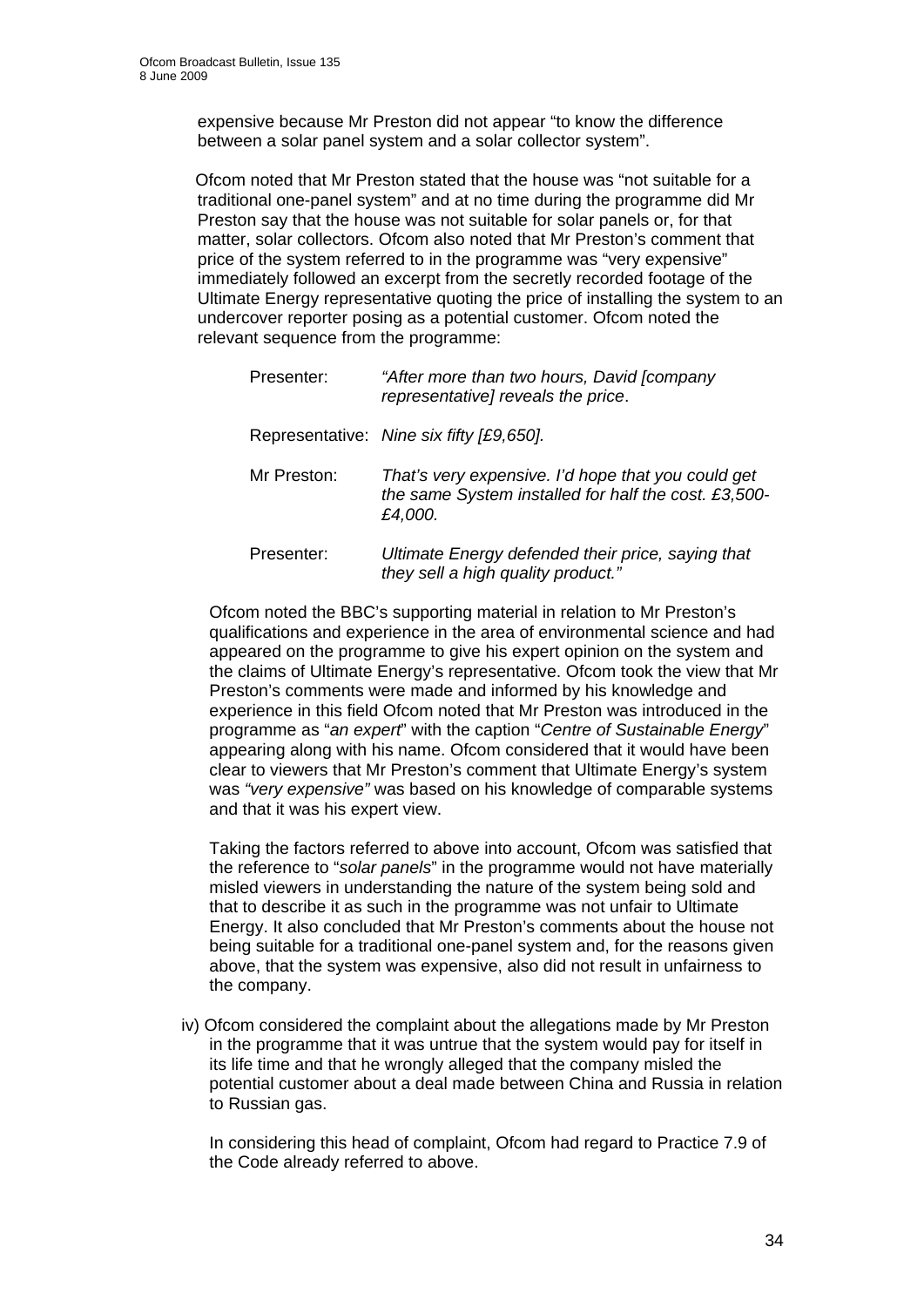expensive because Mr Preston did not appear "to know the difference between a solar panel system and a solar collector system".

Ofcom noted that Mr Preston stated that the house was "not suitable for a traditional one-panel system" and at no time during the programme did Mr Preston say that the house was not suitable for solar panels or, for that matter, solar collectors. Ofcom also noted that Mr Preston's comment that price of the system referred to in the programme was "very expensive" immediately followed an excerpt from the secretly recorded footage of the Ultimate Energy representative quoting the price of installing the system to an undercover reporter posing as a potential customer. Ofcom noted the relevant sequence from the programme:

| | |
|---|---|
| Presenter: | *"After more than two hours, David [company representative] reveals the price*. |
| Representative: | *Nine six fifty [£9,650].* |
| Mr Preston: | *That's very expensive. I'd hope that you could get the same System installed for half the cost. £3,500-£4,000.* |
| Presenter: | *Ultimate Energy defended their price, saying that they sell a high quality product."* |

Ofcom noted the BBC's supporting material in relation to Mr Preston's qualifications and experience in the area of environmental science and had appeared on the programme to give his expert opinion on the system and the claims of Ultimate Energy's representative. Ofcom took the view that Mr Preston's comments were made and informed by his knowledge and experience in this field Ofcom noted that Mr Preston was introduced in the programme as "*an expert*" with the caption "*Centre of Sustainable Energy*" appearing along with his name. Ofcom considered that it would have been clear to viewers that Mr Preston's comment that Ultimate Energy's system was *"very expensive"* was based on his knowledge of comparable systems and that it was his expert view.

Taking the factors referred to above into account, Ofcom was satisfied that the reference to "*solar panels*" in the programme would not have materially misled viewers in understanding the nature of the system being sold and that to describe it as such in the programme was not unfair to Ultimate Energy. It also concluded that Mr Preston's comments about the house not being suitable for a traditional one-panel system and, for the reasons given above, that the system was expensive, also did not result in unfairness to the company.

iv) Ofcom considered the complaint about the allegations made by Mr Preston in the programme that it was untrue that the system would pay for itself in its life time and that he wrongly alleged that the company misled the potential customer about a deal made between China and Russia in relation to Russian gas.

In considering this head of complaint, Ofcom had regard to Practice 7.9 of the Code already referred to above.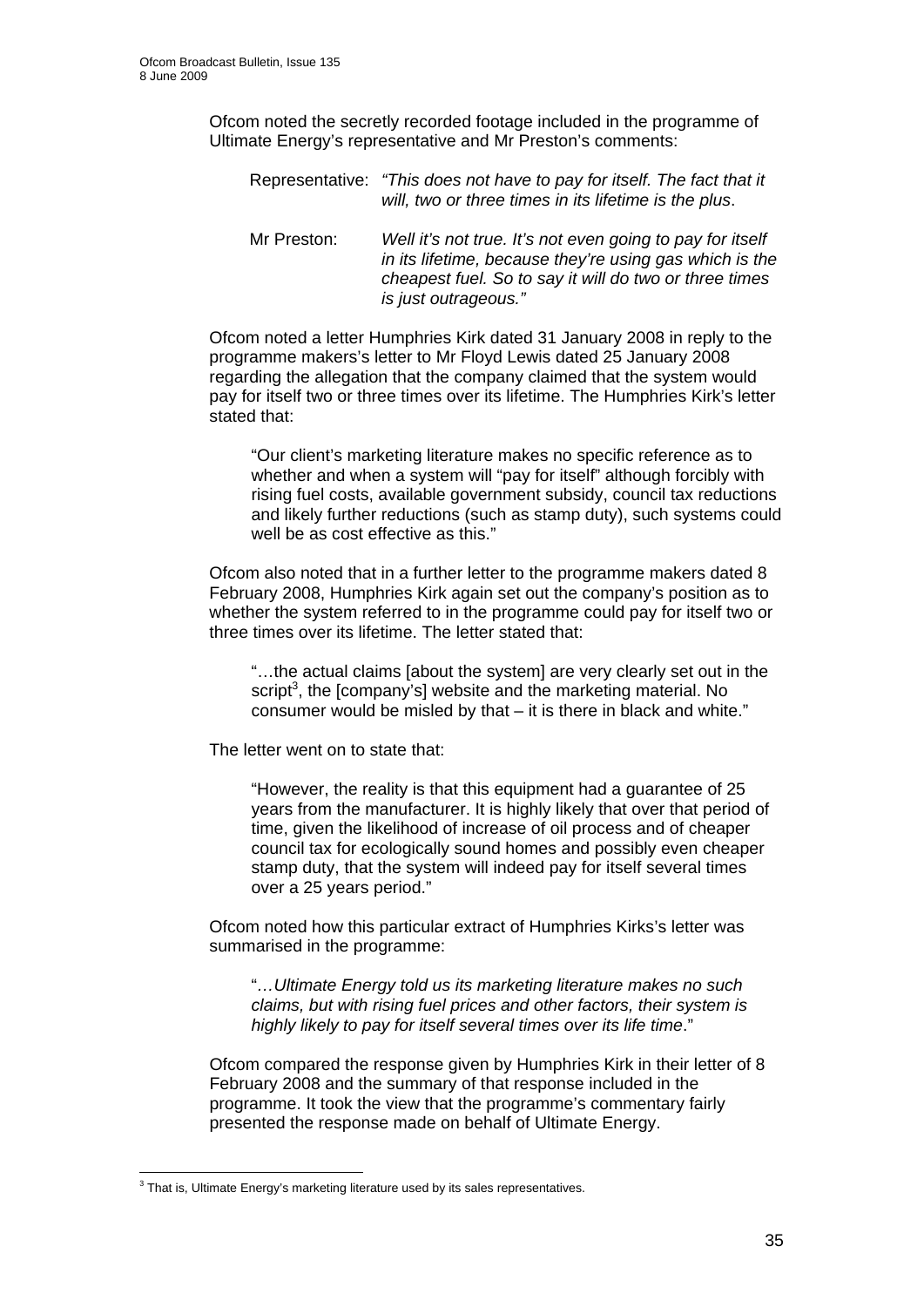Ofcom noted the secretly recorded footage included in the programme of Ultimate Energy's representative and Mr Preston's comments:

> Representative: *"This does not have to pay for itself. The fact that it will, two or three times in its lifetime is the plus*.
>
> Mr Preston: *Well it's not true. It's not even going to pay for itself in its lifetime, because they're using gas which is the cheapest fuel. So to say it will do two or three times is just outrageous."*

Ofcom noted a letter Humphries Kirk dated 31 January 2008 in reply to the programme makers's letter to Mr Floyd Lewis dated 25 January 2008 regarding the allegation that the company claimed that the system would pay for itself two or three times over its lifetime. The Humphries Kirk's letter stated that:

> "Our client's marketing literature makes no specific reference as to whether and when a system will "pay for itself" although forcibly with rising fuel costs, available government subsidy, council tax reductions and likely further reductions (such as stamp duty), such systems could well be as cost effective as this."

Ofcom also noted that in a further letter to the programme makers dated 8 February 2008, Humphries Kirk again set out the company's position as to whether the system referred to in the programme could pay for itself two or three times over its lifetime. The letter stated that:

> "…the actual claims [about the system] are very clearly set out in the script[3], the [company's] website and the marketing material. No consumer would be misled by that – it is there in black and white."

The letter went on to state that:

> "However, the reality is that this equipment had a guarantee of 25 years from the manufacturer. It is highly likely that over that period of time, given the likelihood of increase of oil process and of cheaper council tax for ecologically sound homes and possibly even cheaper stamp duty, that the system will indeed pay for itself several times over a 25 years period."

Ofcom noted how this particular extract of Humphries Kirks's letter was summarised in the programme:

> "*…Ultimate Energy told us its marketing literature makes no such claims, but with rising fuel prices and other factors, their system is highly likely to pay for itself several times over its life time*."

Ofcom compared the response given by Humphries Kirk in their letter of 8 February 2008 and the summary of that response included in the programme. It took the view that the programme's commentary fairly presented the response made on behalf of Ultimate Energy.

---

[3] That is, Ultimate Energy's marketing literature used by its sales representatives.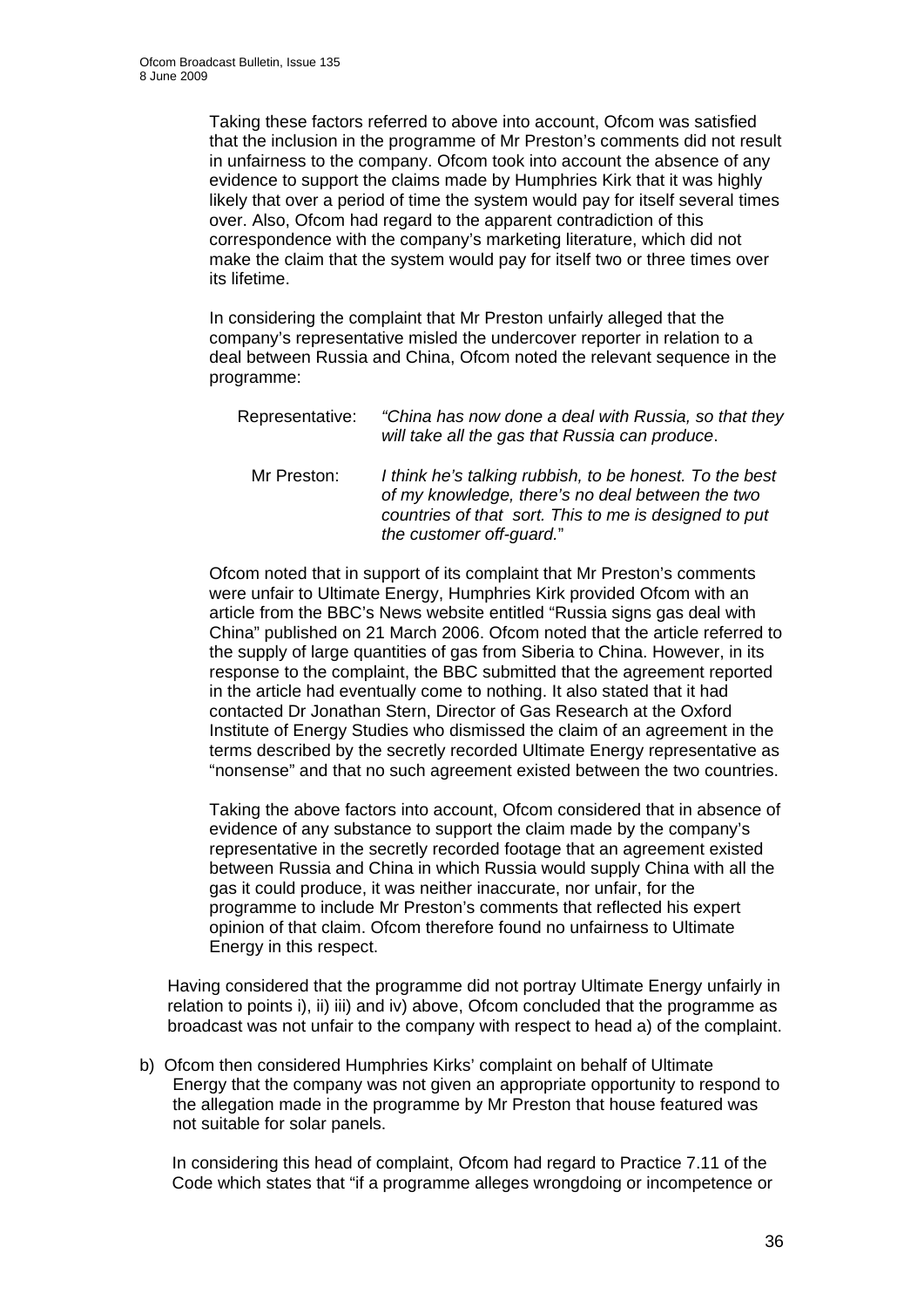Taking these factors referred to above into account, Ofcom was satisfied that the inclusion in the programme of Mr Preston's comments did not result in unfairness to the company. Ofcom took into account the absence of any evidence to support the claims made by Humphries Kirk that it was highly likely that over a period of time the system would pay for itself several times over. Also, Ofcom had regard to the apparent contradiction of this correspondence with the company's marketing literature, which did not make the claim that the system would pay for itself two or three times over its lifetime.

In considering the complaint that Mr Preston unfairly alleged that the company's representative misled the undercover reporter in relation to a deal between Russia and China, Ofcom noted the relevant sequence in the programme:

Representative: *"China has now done a deal with Russia, so that they will take all the gas that Russia can produce*.

Mr Preston: *I think he's talking rubbish, to be honest. To the best of my knowledge, there's no deal between the two countries of that sort. This to me is designed to put the customer off-guard.*"

Ofcom noted that in support of its complaint that Mr Preston's comments were unfair to Ultimate Energy, Humphries Kirk provided Ofcom with an article from the BBC's News website entitled "Russia signs gas deal with China" published on 21 March 2006. Ofcom noted that the article referred to the supply of large quantities of gas from Siberia to China. However, in its response to the complaint, the BBC submitted that the agreement reported in the article had eventually come to nothing. It also stated that it had contacted Dr Jonathan Stern, Director of Gas Research at the Oxford Institute of Energy Studies who dismissed the claim of an agreement in the terms described by the secretly recorded Ultimate Energy representative as "nonsense" and that no such agreement existed between the two countries.

Taking the above factors into account, Ofcom considered that in absence of evidence of any substance to support the claim made by the company's representative in the secretly recorded footage that an agreement existed between Russia and China in which Russia would supply China with all the gas it could produce, it was neither inaccurate, nor unfair, for the programme to include Mr Preston's comments that reflected his expert opinion of that claim. Ofcom therefore found no unfairness to Ultimate Energy in this respect.

Having considered that the programme did not portray Ultimate Energy unfairly in relation to points i), ii) iii) and iv) above, Ofcom concluded that the programme as broadcast was not unfair to the company with respect to head a) of the complaint.

b) Ofcom then considered Humphries Kirks' complaint on behalf of Ultimate Energy that the company was not given an appropriate opportunity to respond to the allegation made in the programme by Mr Preston that house featured was not suitable for solar panels.

In considering this head of complaint, Ofcom had regard to Practice 7.11 of the Code which states that "if a programme alleges wrongdoing or incompetence or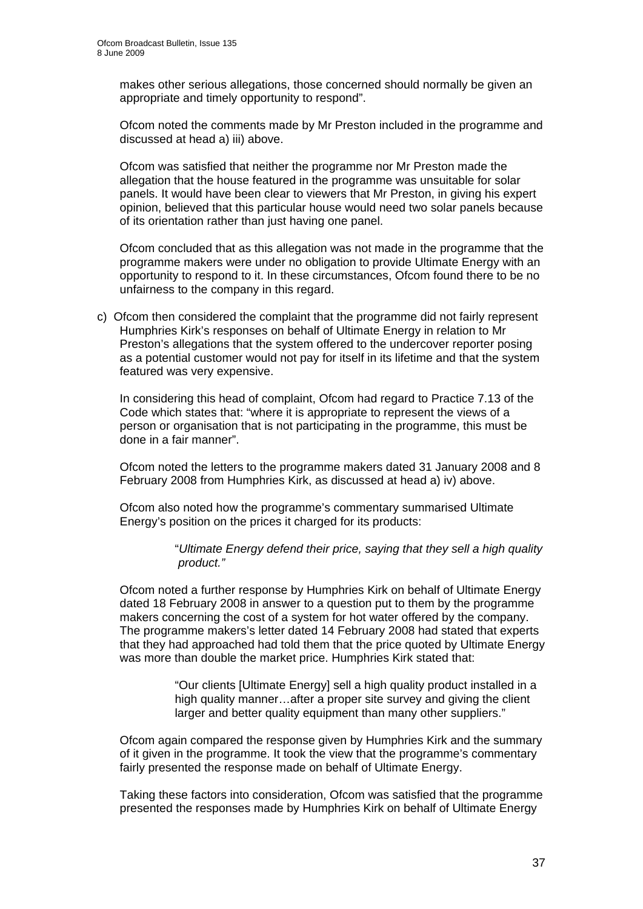makes other serious allegations, those concerned should normally be given an appropriate and timely opportunity to respond".

Ofcom noted the comments made by Mr Preston included in the programme and discussed at head a) iii) above.

Ofcom was satisfied that neither the programme nor Mr Preston made the allegation that the house featured in the programme was unsuitable for solar panels. It would have been clear to viewers that Mr Preston, in giving his expert opinion, believed that this particular house would need two solar panels because of its orientation rather than just having one panel.

Ofcom concluded that as this allegation was not made in the programme that the programme makers were under no obligation to provide Ultimate Energy with an opportunity to respond to it. In these circumstances, Ofcom found there to be no unfairness to the company in this regard.

c) Ofcom then considered the complaint that the programme did not fairly represent Humphries Kirk's responses on behalf of Ultimate Energy in relation to Mr Preston's allegations that the system offered to the undercover reporter posing as a potential customer would not pay for itself in its lifetime and that the system featured was very expensive.

   In considering this head of complaint, Ofcom had regard to Practice 7.13 of the Code which states that: "where it is appropriate to represent the views of a person or organisation that is not participating in the programme, this must be done in a fair manner".

   Ofcom noted the letters to the programme makers dated 31 January 2008 and 8 February 2008 from Humphries Kirk, as discussed at head a) iv) above.

   Ofcom also noted how the programme's commentary summarised Ultimate Energy's position on the prices it charged for its products:

   > "*Ultimate Energy defend their price, saying that they sell a high quality product.*"

   Ofcom noted a further response by Humphries Kirk on behalf of Ultimate Energy dated 18 February 2008 in answer to a question put to them by the programme makers concerning the cost of a system for hot water offered by the company. The programme makers's letter dated 14 February 2008 had stated that experts that they had approached had told them that the price quoted by Ultimate Energy was more than double the market price. Humphries Kirk stated that:

   > "Our clients [Ultimate Energy] sell a high quality product installed in a high quality manner…after a proper site survey and giving the client larger and better quality equipment than many other suppliers."

   Ofcom again compared the response given by Humphries Kirk and the summary of it given in the programme. It took the view that the programme's commentary fairly presented the response made on behalf of Ultimate Energy.

   Taking these factors into consideration, Ofcom was satisfied that the programme presented the responses made by Humphries Kirk on behalf of Ultimate Energy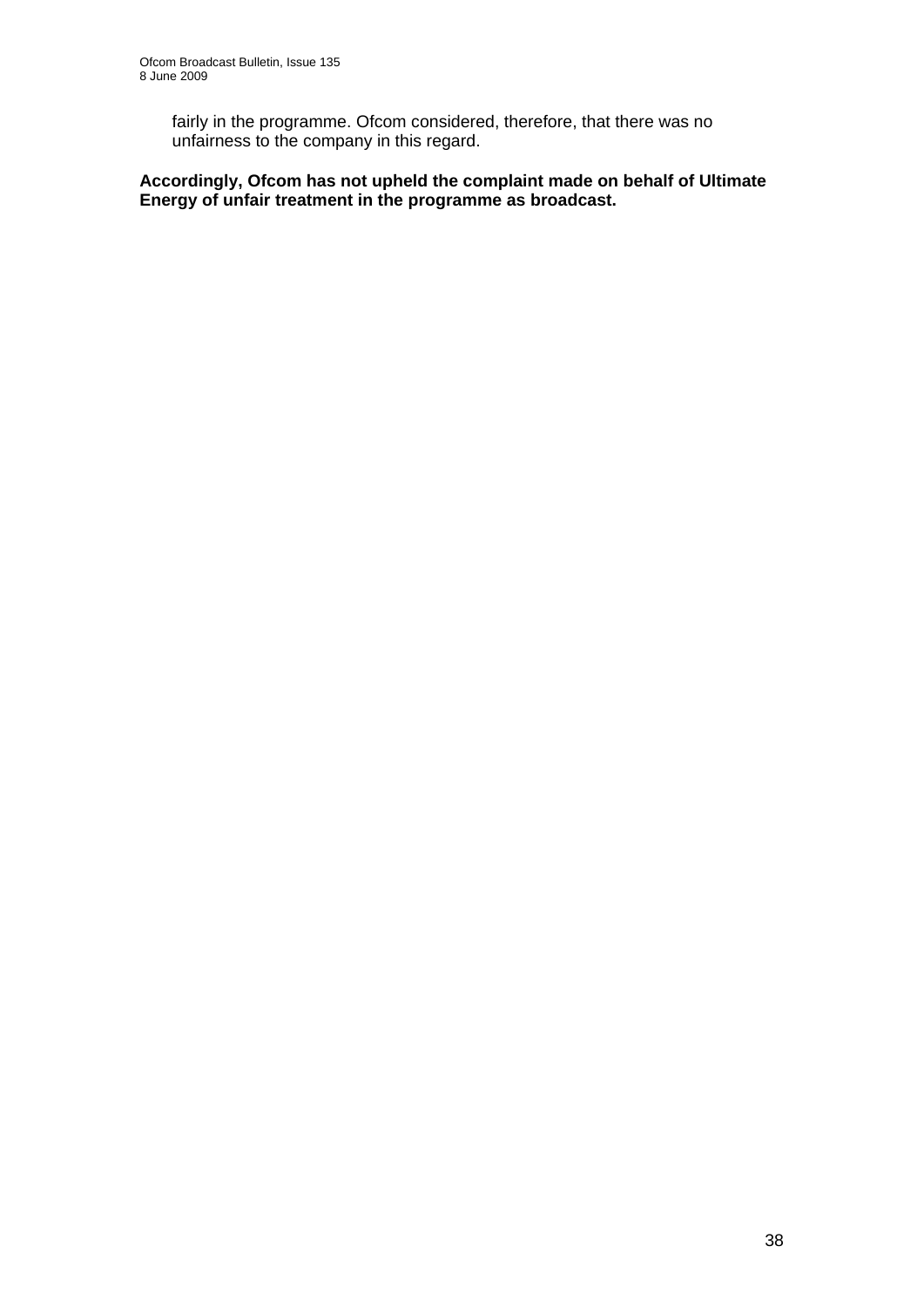fairly in the programme. Ofcom considered, therefore, that there was no unfairness to the company in this regard.

**Accordingly, Ofcom has not upheld the complaint made on behalf of Ultimate Energy of unfair treatment in the programme as broadcast.**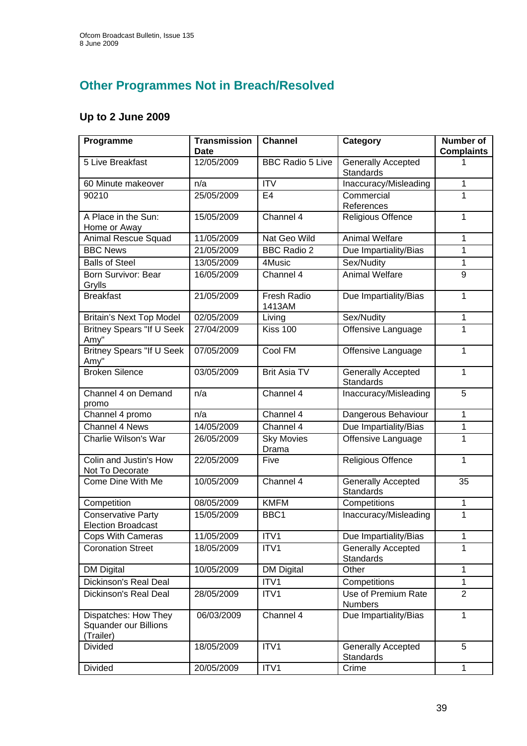## Other Programmes Not in Breach/Resolved

### Up to 2 June 2009

| Programme | Transmission Date | Channel | Category | Number of Complaints |
|---|---|---|---|---|
| 5 Live Breakfast | 12/05/2009 | BBC Radio 5 Live | Generally Accepted Standards | 1 |
| 60 Minute makeover | n/a | ITV | Inaccuracy/Misleading | 1 |
| 90210 | 25/05/2009 | E4 | Commercial References | 1 |
| A Place in the Sun: Home or Away | 15/05/2009 | Channel 4 | Religious Offence | 1 |
| Animal Rescue Squad | 11/05/2009 | Nat Geo Wild | Animal Welfare | 1 |
| BBC News | 21/05/2009 | BBC Radio 2 | Due Impartiality/Bias | 1 |
| Balls of Steel | 13/05/2009 | 4Music | Sex/Nudity | 1 |
| Born Survivor: Bear Grylls | 16/05/2009 | Channel 4 | Animal Welfare | 9 |
| Breakfast | 21/05/2009 | Fresh Radio 1413AM | Due Impartiality/Bias | 1 |
| Britain's Next Top Model | 02/05/2009 | Living | Sex/Nudity | 1 |
| Britney Spears "If U Seek Amy" | 27/04/2009 | Kiss 100 | Offensive Language | 1 |
| Britney Spears "If U Seek Amy" | 07/05/2009 | Cool FM | Offensive Language | 1 |
| Broken Silence | 03/05/2009 | Brit Asia TV | Generally Accepted Standards | 1 |
| Channel 4 on Demand promo | n/a | Channel 4 | Inaccuracy/Misleading | 5 |
| Channel 4 promo | n/a | Channel 4 | Dangerous Behaviour | 1 |
| Channel 4 News | 14/05/2009 | Channel 4 | Due Impartiality/Bias | 1 |
| Charlie Wilson's War | 26/05/2009 | Sky Movies Drama | Offensive Language | 1 |
| Colin and Justin's How Not To Decorate | 22/05/2009 | Five | Religious Offence | 1 |
| Come Dine With Me | 10/05/2009 | Channel 4 | Generally Accepted Standards | 35 |
| Competition | 08/05/2009 | KMFM | Competitions | 1 |
| Conservative Party Election Broadcast | 15/05/2009 | BBC1 | Inaccuracy/Misleading | 1 |
| Cops With Cameras | 11/05/2009 | ITV1 | Due Impartiality/Bias | 1 |
| Coronation Street | 18/05/2009 | ITV1 | Generally Accepted Standards | 1 |
| DM Digital | 10/05/2009 | DM Digital | Other | 1 |
| Dickinson's Real Deal | | ITV1 | Competitions | 1 |
| Dickinson's Real Deal | 28/05/2009 | ITV1 | Use of Premium Rate Numbers | 2 |
| Dispatches: How They Squander our Billions (Trailer) | 06/03/2009 | Channel 4 | Due Impartiality/Bias | 1 |
| Divided | 18/05/2009 | ITV1 | Generally Accepted Standards | 5 |
| Divided | 20/05/2009 | ITV1 | Crime | 1 |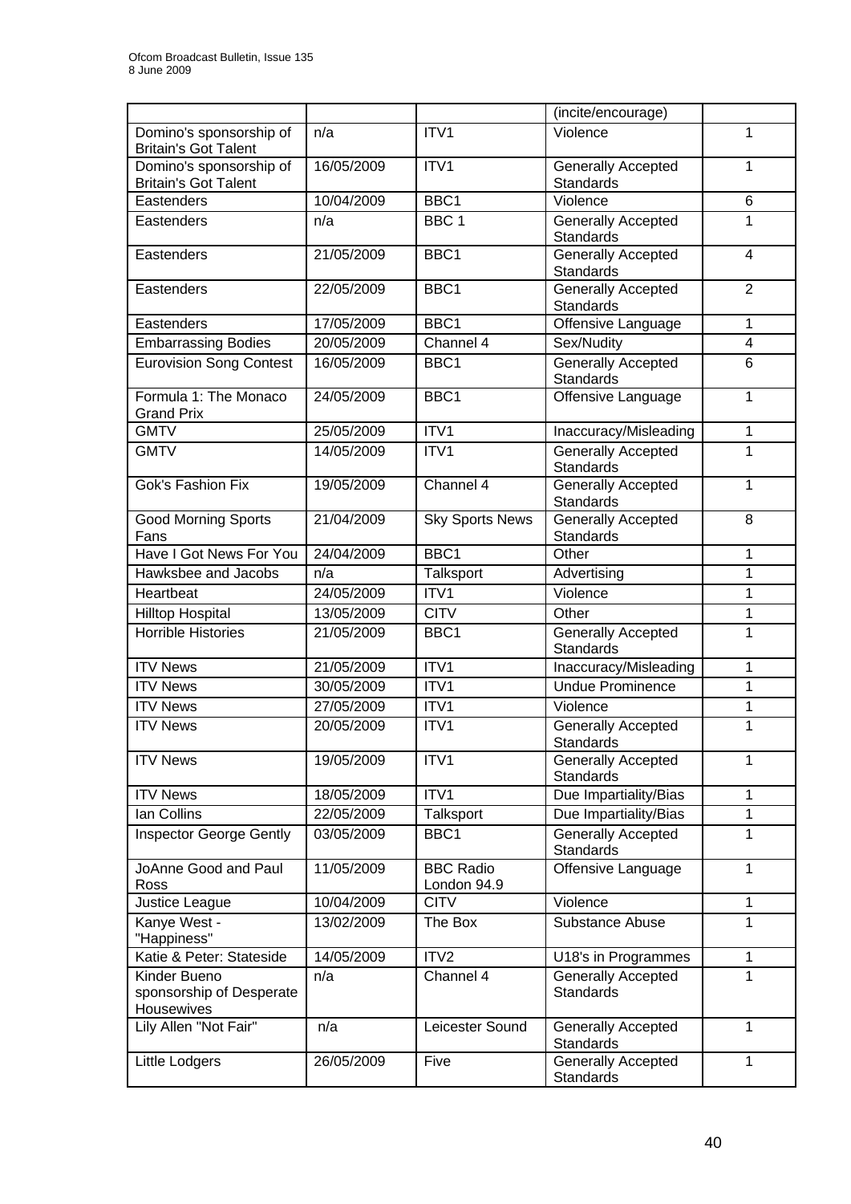| | | | (incite/encourage) | |
|---|---|---|---|---|
| Domino's sponsorship of Britain's Got Talent | n/a | ITV1 | Violence | 1 |
| Domino's sponsorship of Britain's Got Talent | 16/05/2009 | ITV1 | Generally Accepted Standards | 1 |
| Eastenders | 10/04/2009 | BBC1 | Violence | 6 |
| Eastenders | n/a | BBC 1 | Generally Accepted Standards | 1 |
| Eastenders | 21/05/2009 | BBC1 | Generally Accepted Standards | 4 |
| Eastenders | 22/05/2009 | BBC1 | Generally Accepted Standards | 2 |
| Eastenders | 17/05/2009 | BBC1 | Offensive Language | 1 |
| Embarrassing Bodies | 20/05/2009 | Channel 4 | Sex/Nudity | 4 |
| Eurovision Song Contest | 16/05/2009 | BBC1 | Generally Accepted Standards | 6 |
| Formula 1: The Monaco Grand Prix | 24/05/2009 | BBC1 | Offensive Language | 1 |
| GMTV | 25/05/2009 | ITV1 | Inaccuracy/Misleading | 1 |
| GMTV | 14/05/2009 | ITV1 | Generally Accepted Standards | 1 |
| Gok's Fashion Fix | 19/05/2009 | Channel 4 | Generally Accepted Standards | 1 |
| Good Morning Sports Fans | 21/04/2009 | Sky Sports News | Generally Accepted Standards | 8 |
| Have I Got News For You | 24/04/2009 | BBC1 | Other | 1 |
| Hawksbee and Jacobs | n/a | Talksport | Advertising | 1 |
| Heartbeat | 24/05/2009 | ITV1 | Violence | 1 |
| Hilltop Hospital | 13/05/2009 | CITV | Other | 1 |
| Horrible Histories | 21/05/2009 | BBC1 | Generally Accepted Standards | 1 |
| ITV News | 21/05/2009 | ITV1 | Inaccuracy/Misleading | 1 |
| ITV News | 30/05/2009 | ITV1 | Undue Prominence | 1 |
| ITV News | 27/05/2009 | ITV1 | Violence | 1 |
| ITV News | 20/05/2009 | ITV1 | Generally Accepted Standards | 1 |
| ITV News | 19/05/2009 | ITV1 | Generally Accepted Standards | 1 |
| ITV News | 18/05/2009 | ITV1 | Due Impartiality/Bias | 1 |
| Ian Collins | 22/05/2009 | Talksport | Due Impartiality/Bias | 1 |
| Inspector George Gently | 03/05/2009 | BBC1 | Generally Accepted Standards | 1 |
| JoAnne Good and Paul Ross | 11/05/2009 | BBC Radio London 94.9 | Offensive Language | 1 |
| Justice League | 10/04/2009 | CITV | Violence | 1 |
| Kanye West - "Happiness" | 13/02/2009 | The Box | Substance Abuse | 1 |
| Katie & Peter: Stateside | 14/05/2009 | ITV2 | U18's in Programmes | 1 |
| Kinder Bueno sponsorship of Desperate Housewives | n/a | Channel 4 | Generally Accepted Standards | 1 |
| Lily Allen "Not Fair" | n/a | Leicester Sound | Generally Accepted Standards | 1 |
| Little Lodgers | 26/05/2009 | Five | Generally Accepted Standards | 1 |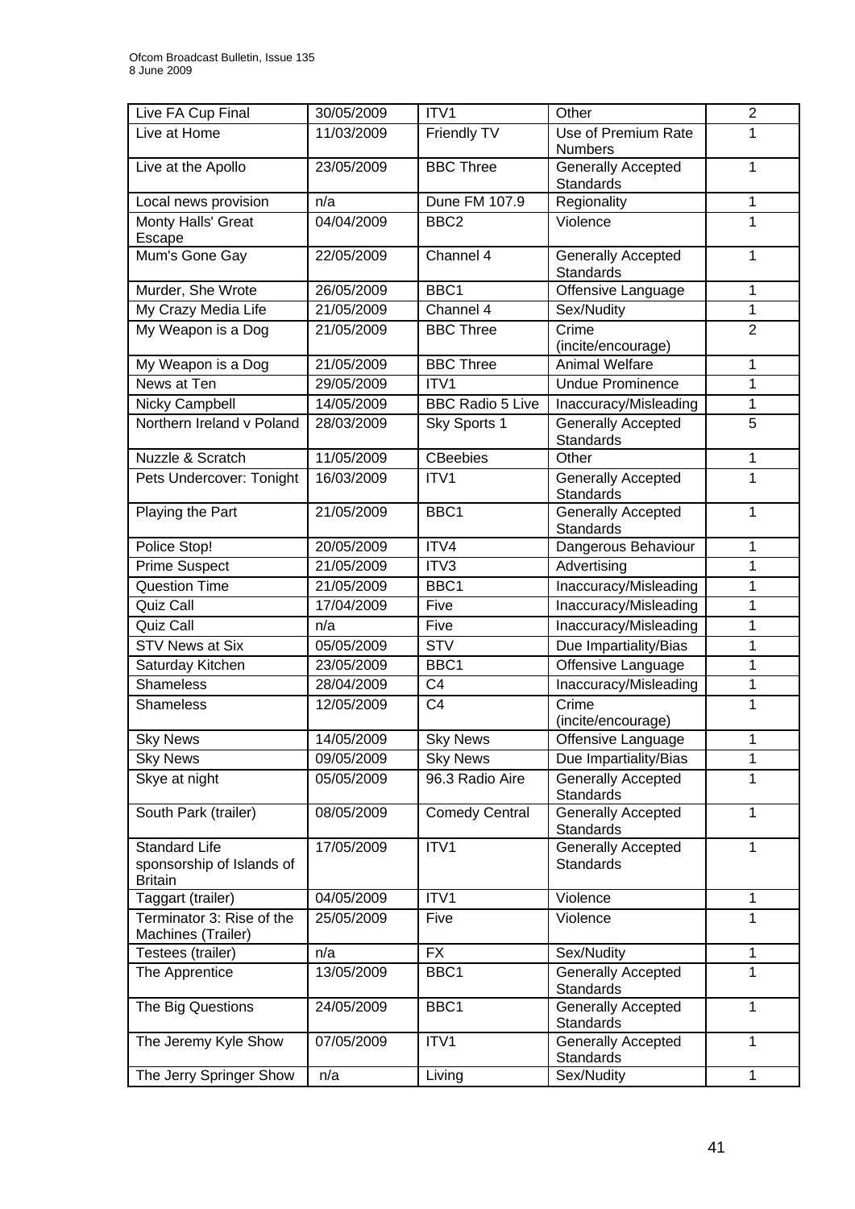| | | | | |
|---|---|---|---|---|
| Live FA Cup Final | 30/05/2009 | ITV1 | Other | 2 |
| Live at Home | 11/03/2009 | Friendly TV | Use of Premium Rate Numbers | 1 |
| Live at the Apollo | 23/05/2009 | BBC Three | Generally Accepted Standards | 1 |
| Local news provision | n/a | Dune FM 107.9 | Regionality | 1 |
| Monty Halls' Great Escape | 04/04/2009 | BBC2 | Violence | 1 |
| Mum's Gone Gay | 22/05/2009 | Channel 4 | Generally Accepted Standards | 1 |
| Murder, She Wrote | 26/05/2009 | BBC1 | Offensive Language | 1 |
| My Crazy Media Life | 21/05/2009 | Channel 4 | Sex/Nudity | 1 |
| My Weapon is a Dog | 21/05/2009 | BBC Three | Crime (incite/encourage) | 2 |
| My Weapon is a Dog | 21/05/2009 | BBC Three | Animal Welfare | 1 |
| News at Ten | 29/05/2009 | ITV1 | Undue Prominence | 1 |
| Nicky Campbell | 14/05/2009 | BBC Radio 5 Live | Inaccuracy/Misleading | 1 |
| Northern Ireland v Poland | 28/03/2009 | Sky Sports 1 | Generally Accepted Standards | 5 |
| Nuzzle & Scratch | 11/05/2009 | CBeebies | Other | 1 |
| Pets Undercover: Tonight | 16/03/2009 | ITV1 | Generally Accepted Standards | 1 |
| Playing the Part | 21/05/2009 | BBC1 | Generally Accepted Standards | 1 |
| Police Stop! | 20/05/2009 | ITV4 | Dangerous Behaviour | 1 |
| Prime Suspect | 21/05/2009 | ITV3 | Advertising | 1 |
| Question Time | 21/05/2009 | BBC1 | Inaccuracy/Misleading | 1 |
| Quiz Call | 17/04/2009 | Five | Inaccuracy/Misleading | 1 |
| Quiz Call | n/a | Five | Inaccuracy/Misleading | 1 |
| STV News at Six | 05/05/2009 | STV | Due Impartiality/Bias | 1 |
| Saturday Kitchen | 23/05/2009 | BBC1 | Offensive Language | 1 |
| Shameless | 28/04/2009 | C4 | Inaccuracy/Misleading | 1 |
| Shameless | 12/05/2009 | C4 | Crime (incite/encourage) | 1 |
| Sky News | 14/05/2009 | Sky News | Offensive Language | 1 |
| Sky News | 09/05/2009 | Sky News | Due Impartiality/Bias | 1 |
| Skye at night | 05/05/2009 | 96.3 Radio Aire | Generally Accepted Standards | 1 |
| South Park (trailer) | 08/05/2009 | Comedy Central | Generally Accepted Standards | 1 |
| Standard Life sponsorship of Islands of Britain | 17/05/2009 | ITV1 | Generally Accepted Standards | 1 |
| Taggart (trailer) | 04/05/2009 | ITV1 | Violence | 1 |
| Terminator 3: Rise of the Machines (Trailer) | 25/05/2009 | Five | Violence | 1 |
| Testees (trailer) | n/a | FX | Sex/Nudity | 1 |
| The Apprentice | 13/05/2009 | BBC1 | Generally Accepted Standards | 1 |
| The Big Questions | 24/05/2009 | BBC1 | Generally Accepted Standards | 1 |
| The Jeremy Kyle Show | 07/05/2009 | ITV1 | Generally Accepted Standards | 1 |
| The Jerry Springer Show | n/a | Living | Sex/Nudity | 1 |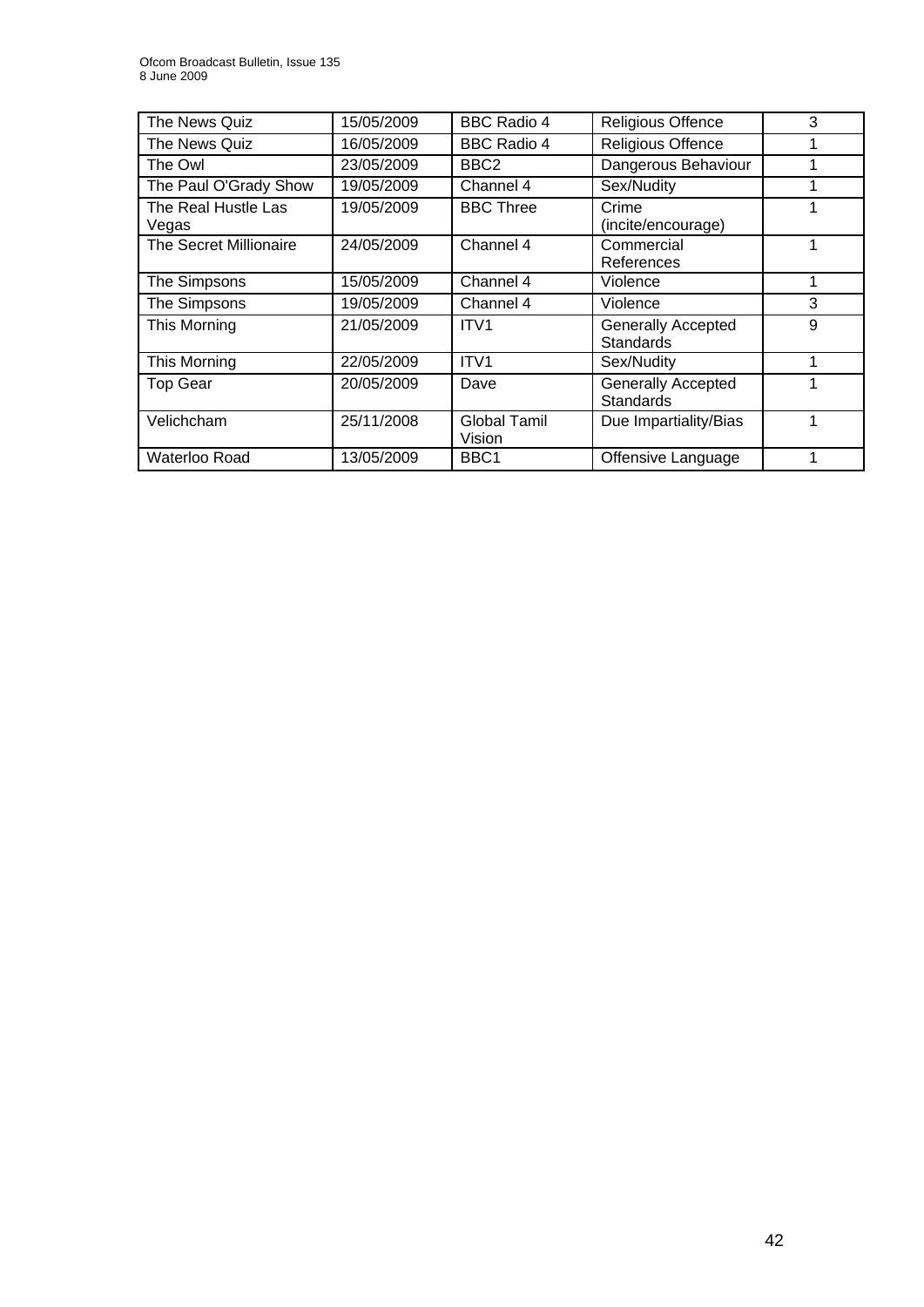| | | | | |
|---|---|---|---|---|
| The News Quiz | 15/05/2009 | BBC Radio 4 | Religious Offence | 3 |
| The News Quiz | 16/05/2009 | BBC Radio 4 | Religious Offence | 1 |
| The Owl | 23/05/2009 | BBC2 | Dangerous Behaviour | 1 |
| The Paul O'Grady Show | 19/05/2009 | Channel 4 | Sex/Nudity | 1 |
| The Real Hustle Las Vegas | 19/05/2009 | BBC Three | Crime (incite/encourage) | 1 |
| The Secret Millionaire | 24/05/2009 | Channel 4 | Commercial References | 1 |
| The Simpsons | 15/05/2009 | Channel 4 | Violence | 1 |
| The Simpsons | 19/05/2009 | Channel 4 | Violence | 3 |
| This Morning | 21/05/2009 | ITV1 | Generally Accepted Standards | 9 |
| This Morning | 22/05/2009 | ITV1 | Sex/Nudity | 1 |
| Top Gear | 20/05/2009 | Dave | Generally Accepted Standards | 1 |
| Velichcham | 25/11/2008 | Global Tamil Vision | Due Impartiality/Bias | 1 |
| Waterloo Road | 13/05/2009 | BBC1 | Offensive Language | 1 |